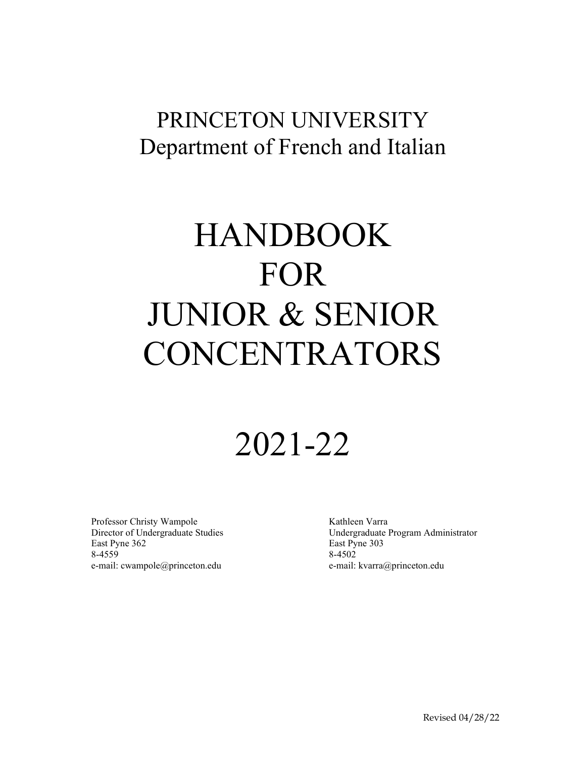PRINCETON UNIVERSITY
Department of French and Italian

# HANDBOOK FOR JUNIOR & SENIOR CONCENTRATORS

# 2021-22

Professor Christy Wampole
Director of Undergraduate Studies
East Pyne 362
8-4559
e-mail: cwampole@princeton.edu

Kathleen Varra
Undergraduate Program Administrator
East Pyne 303
8-4502
e-mail: kvarra@princeton.edu

Revised 04/28/22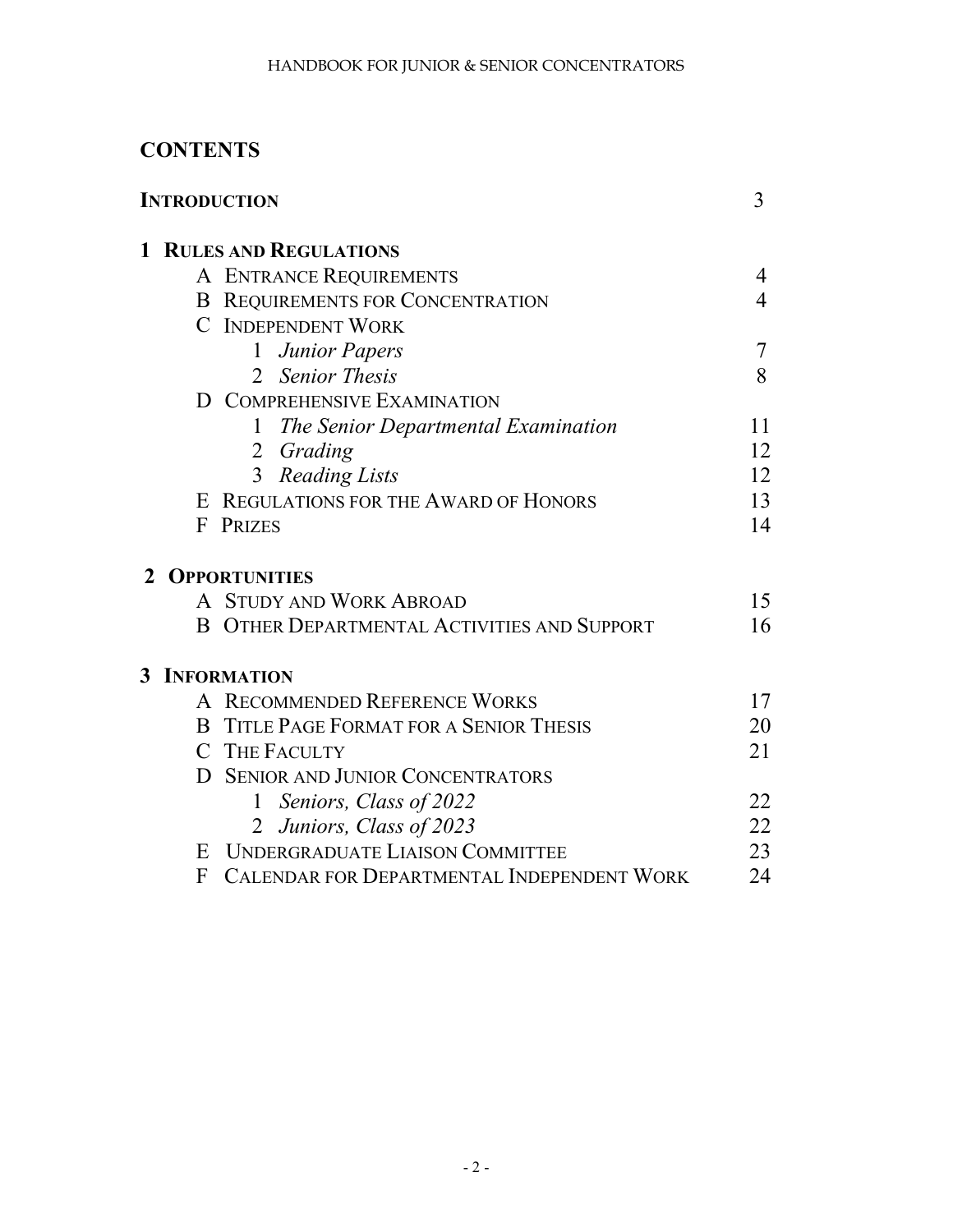## CONTENTS

| | |
|---|---|
| **INTRODUCTION** | 3 |
| **1 RULES AND REGULATIONS** | |
| A ENTRANCE REQUIREMENTS | 4 |
| B REQUIREMENTS FOR CONCENTRATION | 4 |
| C INDEPENDENT WORK | |
| 1 *Junior Papers* | 7 |
| 2 *Senior Thesis* | 8 |
| D COMPREHENSIVE EXAMINATION | |
| 1 *The Senior Departmental Examination* | 11 |
| 2 *Grading* | 12 |
| 3 *Reading Lists* | 12 |
| E REGULATIONS FOR THE AWARD OF HONORS | 13 |
| F PRIZES | 14 |
| **2 OPPORTUNITIES** | |
| A STUDY AND WORK ABROAD | 15 |
| B OTHER DEPARTMENTAL ACTIVITIES AND SUPPORT | 16 |
| **3 INFORMATION** | |
| A RECOMMENDED REFERENCE WORKS | 17 |
| B TITLE PAGE FORMAT FOR A SENIOR THESIS | 20 |
| C THE FACULTY | 21 |
| D SENIOR AND JUNIOR CONCENTRATORS | |
| 1 *Seniors, Class of 2022* | 22 |
| 2 *Juniors, Class of 2023* | 22 |
| E UNDERGRADUATE LIAISON COMMITTEE | 23 |
| F CALENDAR FOR DEPARTMENTAL INDEPENDENT WORK | 24 |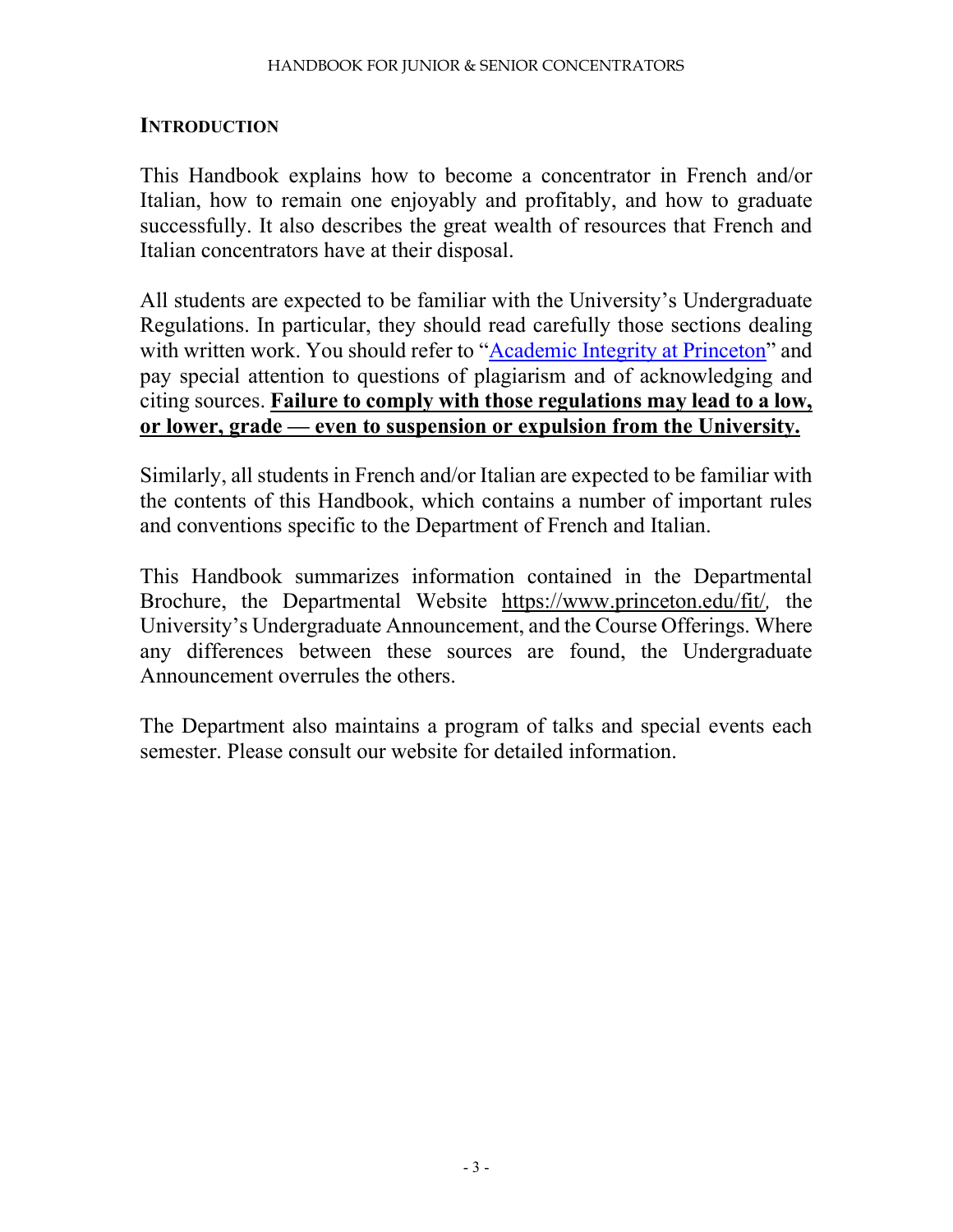## INTRODUCTION

This Handbook explains how to become a concentrator in French and/or Italian, how to remain one enjoyably and profitably, and how to graduate successfully. It also describes the great wealth of resources that French and Italian concentrators have at their disposal.

All students are expected to be familiar with the University's Undergraduate Regulations. In particular, they should read carefully those sections dealing with written work. You should refer to "Academic Integrity at Princeton" and pay special attention to questions of plagiarism and of acknowledging and citing sources. **Failure to comply with those regulations may lead to a low, or lower, grade — even to suspension or expulsion from the University.**

Similarly, all students in French and/or Italian are expected to be familiar with the contents of this Handbook, which contains a number of important rules and conventions specific to the Department of French and Italian.

This Handbook summarizes information contained in the Departmental Brochure, the Departmental Website https://www.princeton.edu/fit/, the University's Undergraduate Announcement, and the Course Offerings. Where any differences between these sources are found, the Undergraduate Announcement overrules the others.

The Department also maintains a program of talks and special events each semester. Please consult our website for detailed information.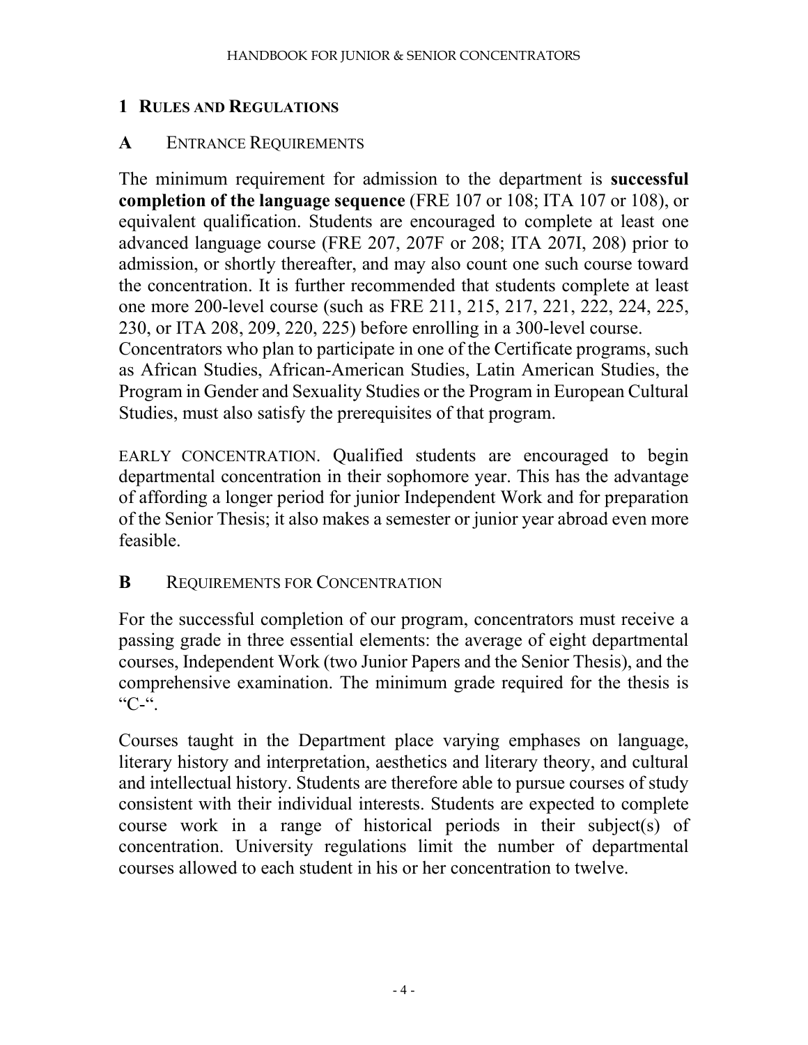## 1 Rules and Regulations

### A Entrance Requirements

The minimum requirement for admission to the department is **successful completion of the language sequence** (FRE 107 or 108; ITA 107 or 108), or equivalent qualification. Students are encouraged to complete at least one advanced language course (FRE 207, 207F or 208; ITA 207I, 208) prior to admission, or shortly thereafter, and may also count one such course toward the concentration. It is further recommended that students complete at least one more 200-level course (such as FRE 211, 215, 217, 221, 222, 224, 225, 230, or ITA 208, 209, 220, 225) before enrolling in a 300-level course.
Concentrators who plan to participate in one of the Certificate programs, such as African Studies, African-American Studies, Latin American Studies, the Program in Gender and Sexuality Studies or the Program in European Cultural Studies, must also satisfy the prerequisites of that program.

EARLY CONCENTRATION. Qualified students are encouraged to begin departmental concentration in their sophomore year. This has the advantage of affording a longer period for junior Independent Work and for preparation of the Senior Thesis; it also makes a semester or junior year abroad even more feasible.

### B Requirements for Concentration

For the successful completion of our program, concentrators must receive a passing grade in three essential elements: the average of eight departmental courses, Independent Work (two Junior Papers and the Senior Thesis), and the comprehensive examination. The minimum grade required for the thesis is "C-".

Courses taught in the Department place varying emphases on language, literary history and interpretation, aesthetics and literary theory, and cultural and intellectual history. Students are therefore able to pursue courses of study consistent with their individual interests. Students are expected to complete course work in a range of historical periods in their subject(s) of concentration. University regulations limit the number of departmental courses allowed to each student in his or her concentration to twelve.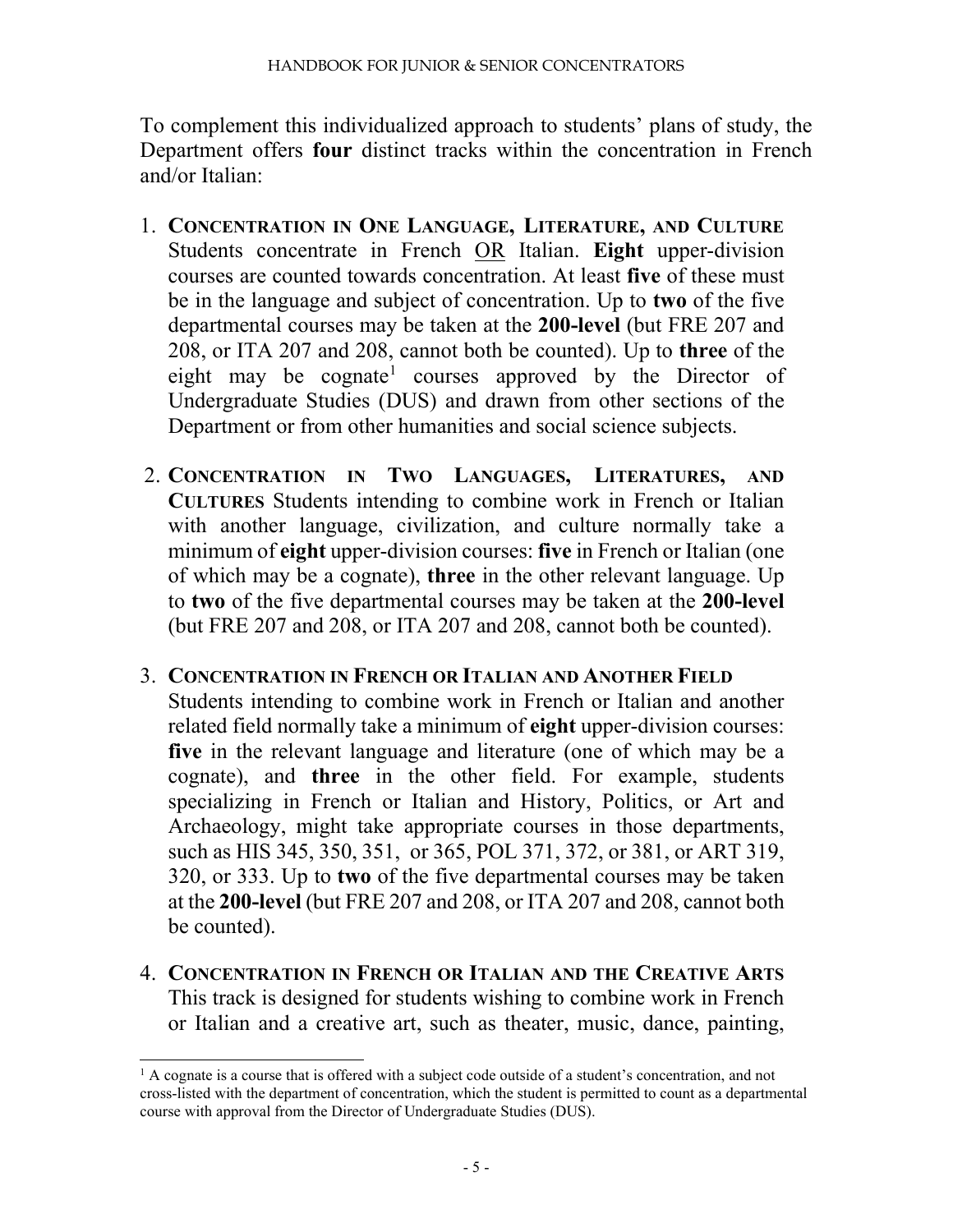To complement this individualized approach to students' plans of study, the Department offers **four** distinct tracks within the concentration in French and/or Italian:

1. **CONCENTRATION IN ONE LANGUAGE, LITERATURE, AND CULTURE** Students concentrate in French OR Italian. **Eight** upper-division courses are counted towards concentration. At least **five** of these must be in the language and subject of concentration. Up to **two** of the five departmental courses may be taken at the **200-level** (but FRE 207 and 208, or ITA 207 and 208, cannot both be counted). Up to **three** of the eight may be cognate[1] courses approved by the Director of Undergraduate Studies (DUS) and drawn from other sections of the Department or from other humanities and social science subjects.

2. **CONCENTRATION IN TWO LANGUAGES, LITERATURES, AND CULTURES** Students intending to combine work in French or Italian with another language, civilization, and culture normally take a minimum of **eight** upper-division courses: **five** in French or Italian (one of which may be a cognate), **three** in the other relevant language. Up to **two** of the five departmental courses may be taken at the **200-level** (but FRE 207 and 208, or ITA 207 and 208, cannot both be counted).

3. **CONCENTRATION IN FRENCH OR ITALIAN AND ANOTHER FIELD** Students intending to combine work in French or Italian and another related field normally take a minimum of **eight** upper-division courses: **five** in the relevant language and literature (one of which may be a cognate), and **three** in the other field. For example, students specializing in French or Italian and History, Politics, or Art and Archaeology, might take appropriate courses in those departments, such as HIS 345, 350, 351, or 365, POL 371, 372, or 381, or ART 319, 320, or 333. Up to **two** of the five departmental courses may be taken at the **200-level** (but FRE 207 and 208, or ITA 207 and 208, cannot both be counted).

4. **CONCENTRATION IN FRENCH OR ITALIAN AND THE CREATIVE ARTS** This track is designed for students wishing to combine work in French or Italian and a creative art, such as theater, music, dance, painting,

[1] A cognate is a course that is offered with a subject code outside of a student's concentration, and not cross-listed with the department of concentration, which the student is permitted to count as a departmental course with approval from the Director of Undergraduate Studies (DUS).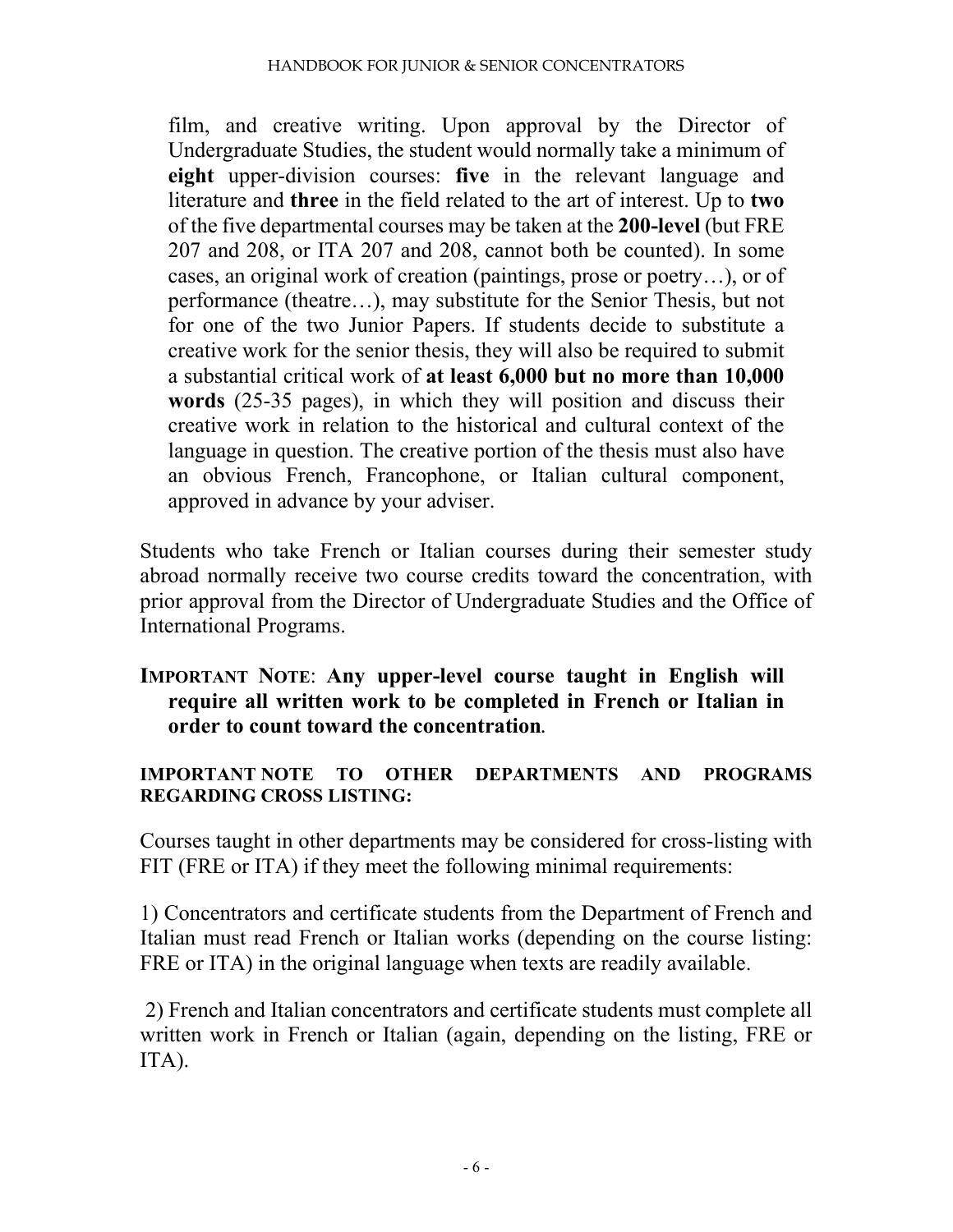film, and creative writing. Upon approval by the Director of Undergraduate Studies, the student would normally take a minimum of **eight** upper-division courses: **five** in the relevant language and literature and **three** in the field related to the art of interest. Up to **two** of the five departmental courses may be taken at the **200-level** (but FRE 207 and 208, or ITA 207 and 208, cannot both be counted). In some cases, an original work of creation (paintings, prose or poetry…), or of performance (theatre…), may substitute for the Senior Thesis, but not for one of the two Junior Papers. If students decide to substitute a creative work for the senior thesis, they will also be required to submit a substantial critical work of **at least 6,000 but no more than 10,000 words** (25-35 pages), in which they will position and discuss their creative work in relation to the historical and cultural context of the language in question. The creative portion of the thesis must also have an obvious French, Francophone, or Italian cultural component, approved in advance by your adviser.

Students who take French or Italian courses during their semester study abroad normally receive two course credits toward the concentration, with prior approval from the Director of Undergraduate Studies and the Office of International Programs.

**IMPORTANT NOTE: Any upper-level course taught in English will require all written work to be completed in French or Italian in order to count toward the concentration.**

**IMPORTANT NOTE TO OTHER DEPARTMENTS AND PROGRAMS REGARDING CROSS LISTING:**

Courses taught in other departments may be considered for cross-listing with FIT (FRE or ITA) if they meet the following minimal requirements:

1) Concentrators and certificate students from the Department of French and Italian must read French or Italian works (depending on the course listing: FRE or ITA) in the original language when texts are readily available.

2) French and Italian concentrators and certificate students must complete all written work in French or Italian (again, depending on the listing, FRE or ITA).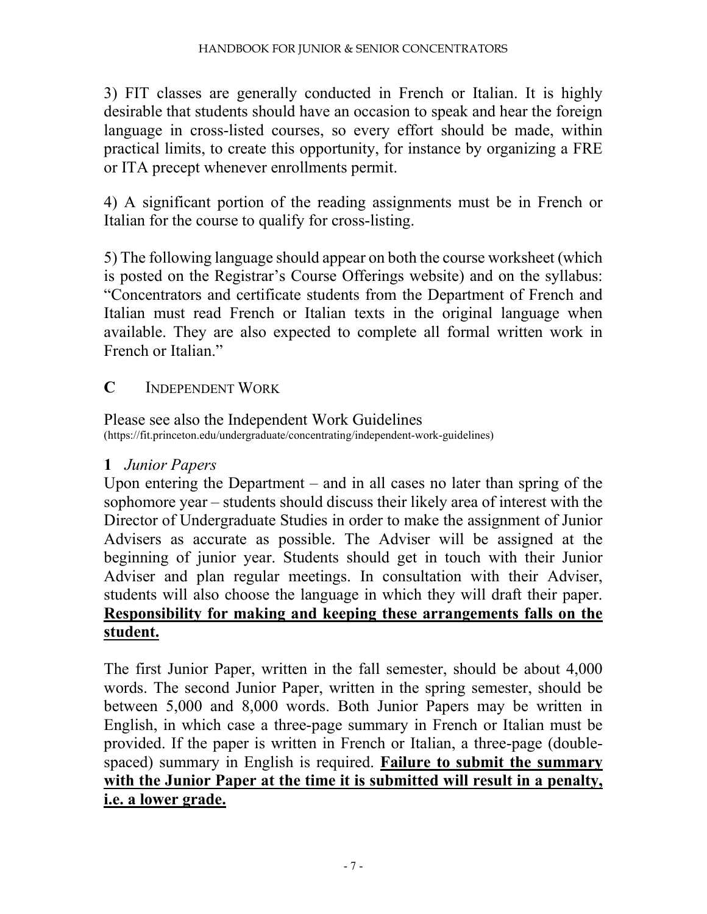3) FIT classes are generally conducted in French or Italian. It is highly desirable that students should have an occasion to speak and hear the foreign language in cross-listed courses, so every effort should be made, within practical limits, to create this opportunity, for instance by organizing a FRE or ITA precept whenever enrollments permit.

4) A significant portion of the reading assignments must be in French or Italian for the course to qualify for cross-listing.

5) The following language should appear on both the course worksheet (which is posted on the Registrar's Course Offerings website) and on the syllabus: "Concentrators and certificate students from the Department of French and Italian must read French or Italian texts in the original language when available. They are also expected to complete all formal written work in French or Italian."

## C INDEPENDENT WORK

Please see also the Independent Work Guidelines
(https://fit.princeton.edu/undergraduate/concentrating/independent-work-guidelines)

### 1 *Junior Papers*

Upon entering the Department – and in all cases no later than spring of the sophomore year – students should discuss their likely area of interest with the Director of Undergraduate Studies in order to make the assignment of Junior Advisers as accurate as possible. The Adviser will be assigned at the beginning of junior year. Students should get in touch with their Junior Adviser and plan regular meetings. In consultation with their Adviser, students will also choose the language in which they will draft their paper. **<u>Responsibility for making and keeping these arrangements falls on the student.</u>**

The first Junior Paper, written in the fall semester, should be about 4,000 words. The second Junior Paper, written in the spring semester, should be between 5,000 and 8,000 words. Both Junior Papers may be written in English, in which case a three-page summary in French or Italian must be provided. If the paper is written in French or Italian, a three-page (double-spaced) summary in English is required. **<u>Failure to submit the summary with the Junior Paper at the time it is submitted will result in a penalty, i.e. a lower grade.</u>**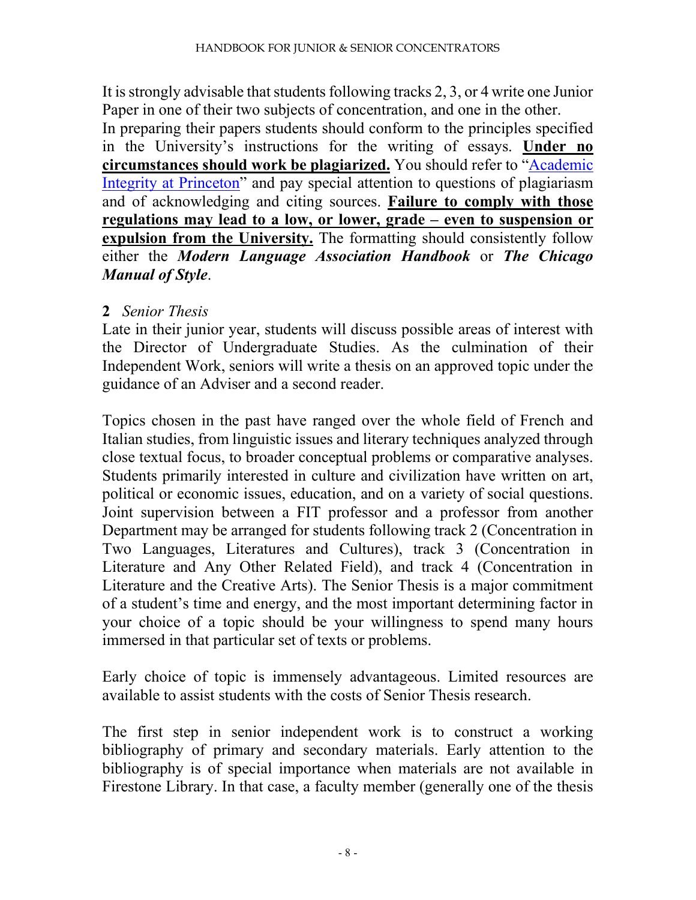It is strongly advisable that students following tracks 2, 3, or 4 write one Junior Paper in one of their two subjects of concentration, and one in the other.
In preparing their papers students should conform to the principles specified in the University's instructions for the writing of essays. **Under no circumstances should work be plagiarized.** You should refer to "Academic Integrity at Princeton" and pay special attention to questions of plagiarism and of acknowledging and citing sources. **Failure to comply with those regulations may lead to a low, or lower, grade – even to suspension or expulsion from the University.** The formatting should consistently follow either the ***Modern Language Association Handbook*** or ***The Chicago Manual of Style***.

**2** *Senior Thesis*

Late in their junior year, students will discuss possible areas of interest with the Director of Undergraduate Studies. As the culmination of their Independent Work, seniors will write a thesis on an approved topic under the guidance of an Adviser and a second reader.

Topics chosen in the past have ranged over the whole field of French and Italian studies, from linguistic issues and literary techniques analyzed through close textual focus, to broader conceptual problems or comparative analyses. Students primarily interested in culture and civilization have written on art, political or economic issues, education, and on a variety of social questions. Joint supervision between a FIT professor and a professor from another Department may be arranged for students following track 2 (Concentration in Two Languages, Literatures and Cultures), track 3 (Concentration in Literature and Any Other Related Field), and track 4 (Concentration in Literature and the Creative Arts). The Senior Thesis is a major commitment of a student's time and energy, and the most important determining factor in your choice of a topic should be your willingness to spend many hours immersed in that particular set of texts or problems.

Early choice of topic is immensely advantageous. Limited resources are available to assist students with the costs of Senior Thesis research.

The first step in senior independent work is to construct a working bibliography of primary and secondary materials. Early attention to the bibliography is of special importance when materials are not available in Firestone Library. In that case, a faculty member (generally one of the thesis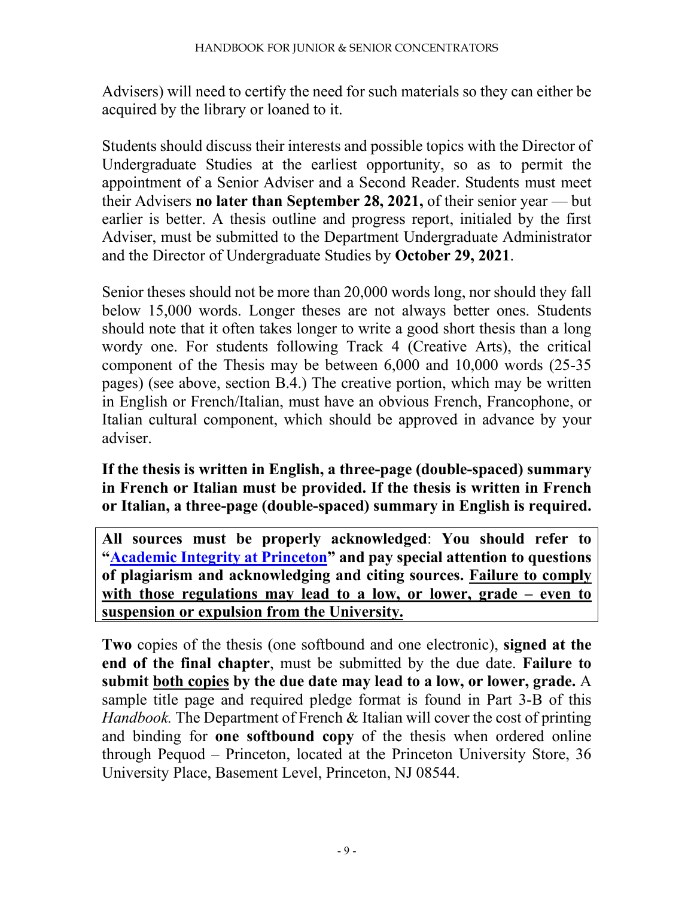Advisers) will need to certify the need for such materials so they can either be acquired by the library or loaned to it.

Students should discuss their interests and possible topics with the Director of Undergraduate Studies at the earliest opportunity, so as to permit the appointment of a Senior Adviser and a Second Reader. Students must meet their Advisers **no later than September 28, 2021,** of their senior year — but earlier is better. A thesis outline and progress report, initialed by the first Adviser, must be submitted to the Department Undergraduate Administrator and the Director of Undergraduate Studies by **October 29, 2021**.

Senior theses should not be more than 20,000 words long, nor should they fall below 15,000 words. Longer theses are not always better ones. Students should note that it often takes longer to write a good short thesis than a long wordy one. For students following Track 4 (Creative Arts), the critical component of the Thesis may be between 6,000 and 10,000 words (25-35 pages) (see above, section B.4.) The creative portion, which may be written in English or French/Italian, must have an obvious French, Francophone, or Italian cultural component, which should be approved in advance by your adviser.

**If the thesis is written in English, a three-page (double-spaced) summary in French or Italian must be provided. If the thesis is written in French or Italian, a three-page (double-spaced) summary in English is required.**

**All sources must be properly acknowledged**: **You should refer to "Academic Integrity at Princeton" and pay special attention to questions of plagiarism and acknowledging and citing sources. <u>Failure to comply with those regulations may lead to a low, or lower, grade – even to suspension or expulsion from the University.</u>**

**Two** copies of the thesis (one softbound and one electronic), **signed at the end of the final chapter**, must be submitted by the due date. **Failure to submit <u>both copies</u> by the due date may lead to a low, or lower, grade.** A sample title page and required pledge format is found in Part 3-B of this *Handbook.* The Department of French & Italian will cover the cost of printing and binding for **one softbound copy** of the thesis when ordered online through Pequod – Princeton, located at the Princeton University Store, 36 University Place, Basement Level, Princeton, NJ 08544.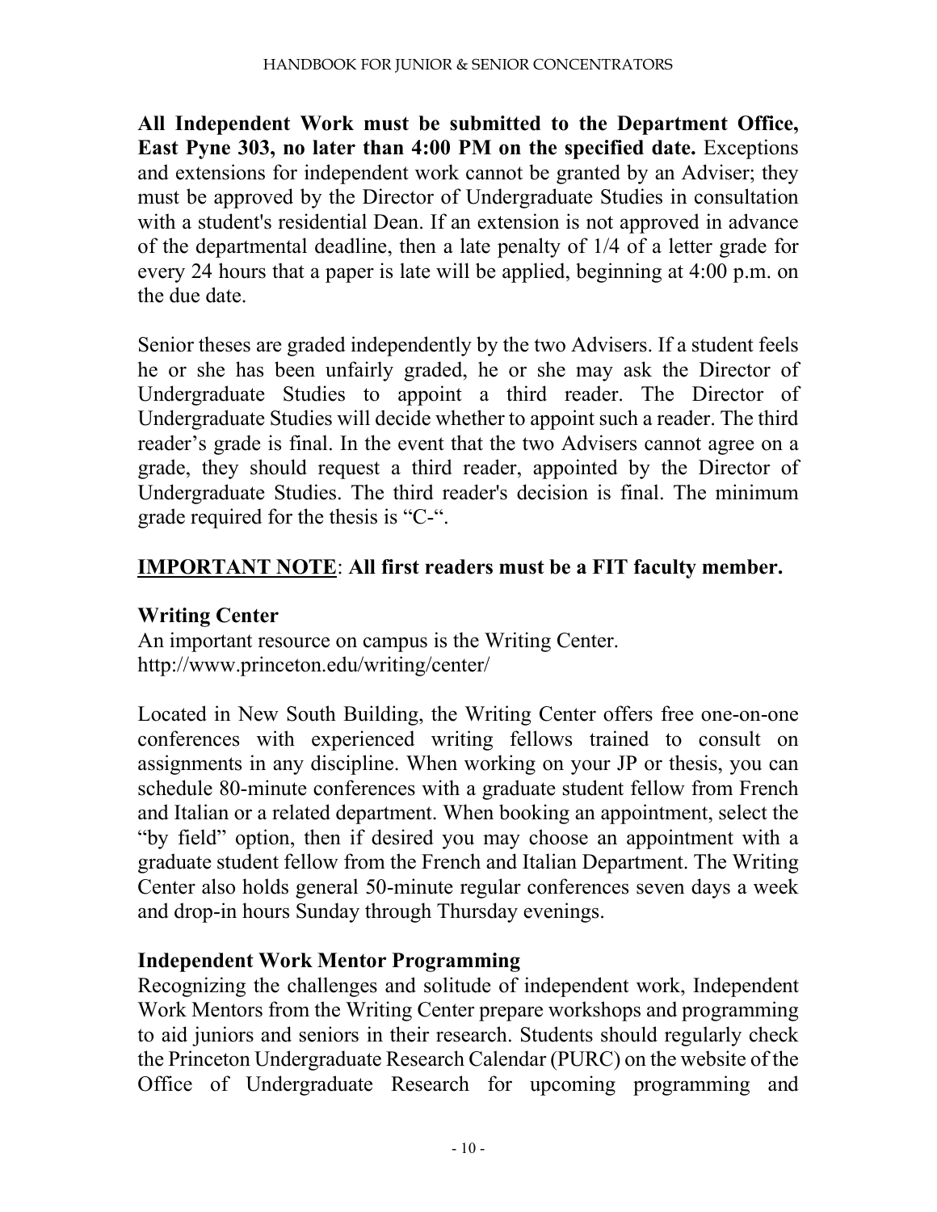**All Independent Work must be submitted to the Department Office, East Pyne 303, no later than 4:00 PM on the specified date.** Exceptions and extensions for independent work cannot be granted by an Adviser; they must be approved by the Director of Undergraduate Studies in consultation with a student's residential Dean. If an extension is not approved in advance of the departmental deadline, then a late penalty of 1/4 of a letter grade for every 24 hours that a paper is late will be applied, beginning at 4:00 p.m. on the due date.

Senior theses are graded independently by the two Advisers. If a student feels he or she has been unfairly graded, he or she may ask the Director of Undergraduate Studies to appoint a third reader. The Director of Undergraduate Studies will decide whether to appoint such a reader. The third reader's grade is final. In the event that the two Advisers cannot agree on a grade, they should request a third reader, appointed by the Director of Undergraduate Studies. The third reader's decision is final. The minimum grade required for the thesis is "C-".

**IMPORTANT NOTE**: **All first readers must be a FIT faculty member.**

### Writing Center

An important resource on campus is the Writing Center.
http://www.princeton.edu/writing/center/

Located in New South Building, the Writing Center offers free one-on-one conferences with experienced writing fellows trained to consult on assignments in any discipline. When working on your JP or thesis, you can schedule 80-minute conferences with a graduate student fellow from French and Italian or a related department. When booking an appointment, select the "by field" option, then if desired you may choose an appointment with a graduate student fellow from the French and Italian Department. The Writing Center also holds general 50-minute regular conferences seven days a week and drop-in hours Sunday through Thursday evenings.

### Independent Work Mentor Programming

Recognizing the challenges and solitude of independent work, Independent Work Mentors from the Writing Center prepare workshops and programming to aid juniors and seniors in their research. Students should regularly check the Princeton Undergraduate Research Calendar (PURC) on the website of the Office of Undergraduate Research for upcoming programming and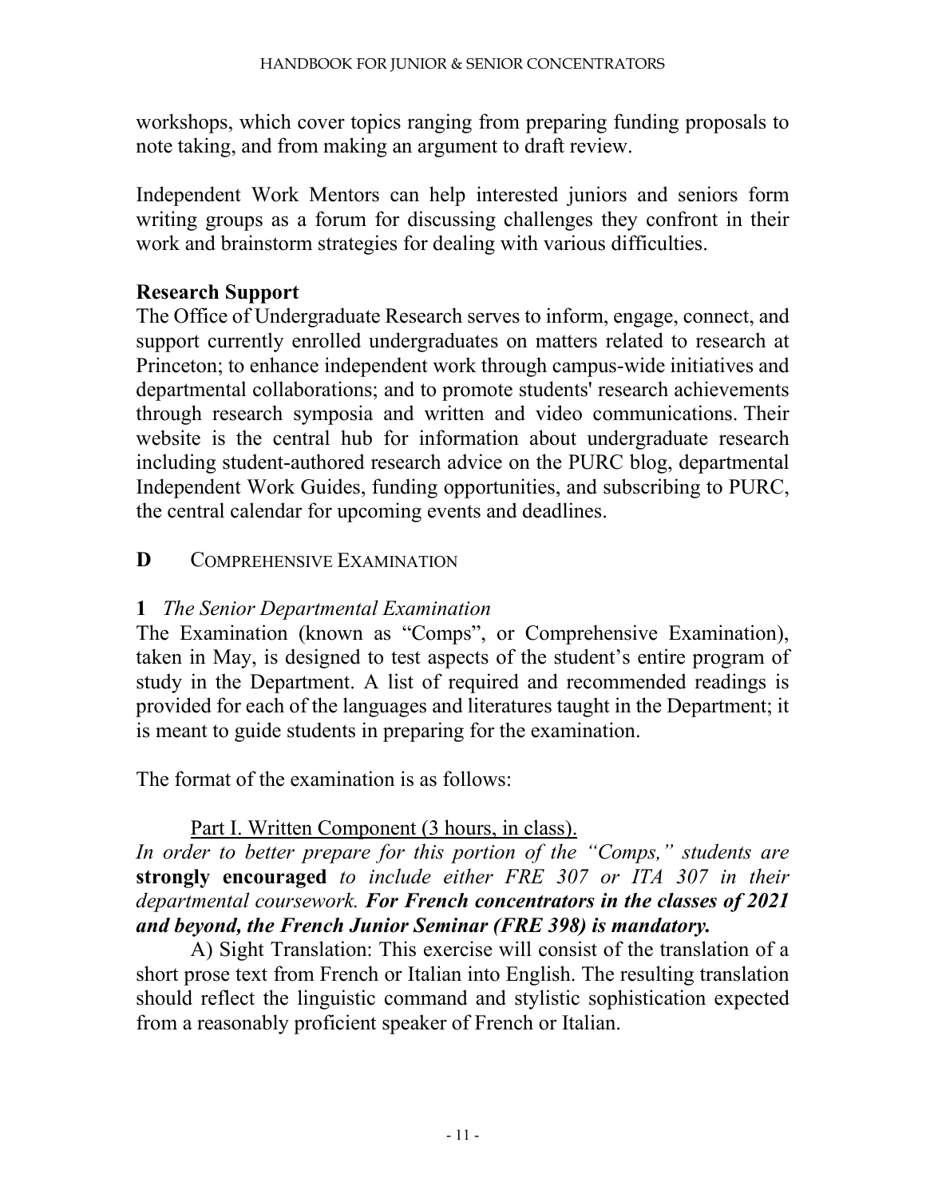workshops, which cover topics ranging from preparing funding proposals to note taking, and from making an argument to draft review.

Independent Work Mentors can help interested juniors and seniors form writing groups as a forum for discussing challenges they confront in their work and brainstorm strategies for dealing with various difficulties.

**Research Support**

The Office of Undergraduate Research serves to inform, engage, connect, and support currently enrolled undergraduates on matters related to research at Princeton; to enhance independent work through campus-wide initiatives and departmental collaborations; and to promote students' research achievements through research symposia and written and video communications. Their website is the central hub for information about undergraduate research including student-authored research advice on the PURC blog, departmental Independent Work Guides, funding opportunities, and subscribing to PURC, the central calendar for upcoming events and deadlines.

## D COMPREHENSIVE EXAMINATION

### 1 *The Senior Departmental Examination*

The Examination (known as "Comps", or Comprehensive Examination), taken in May, is designed to test aspects of the student's entire program of study in the Department. A list of required and recommended readings is provided for each of the languages and literatures taught in the Department; it is meant to guide students in preparing for the examination.

The format of the examination is as follows:

Part I. Written Component (3 hours, in class).

*In order to better prepare for this portion of the "Comps," students are* **strongly encouraged** *to include either FRE 307 or ITA 307 in their departmental coursework.* ***For French concentrators in the classes of 2021 and beyond, the French Junior Seminar (FRE 398) is mandatory.***

A) Sight Translation: This exercise will consist of the translation of a short prose text from French or Italian into English. The resulting translation should reflect the linguistic command and stylistic sophistication expected from a reasonably proficient speaker of French or Italian.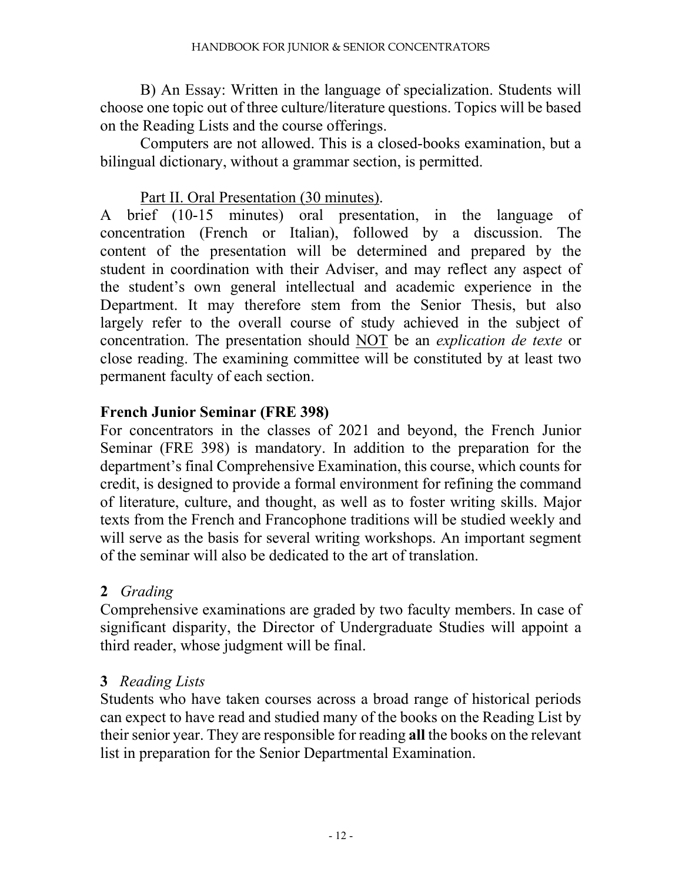B) An Essay: Written in the language of specialization. Students will choose one topic out of three culture/literature questions. Topics will be based on the Reading Lists and the course offerings.

Computers are not allowed. This is a closed-books examination, but a bilingual dictionary, without a grammar section, is permitted.

<u>Part II. Oral Presentation (30 minutes)</u>.

A brief (10-15 minutes) oral presentation, in the language of concentration (French or Italian), followed by a discussion. The content of the presentation will be determined and prepared by the student in coordination with their Adviser, and may reflect any aspect of the student's own general intellectual and academic experience in the Department. It may therefore stem from the Senior Thesis, but also largely refer to the overall course of study achieved in the subject of concentration. The presentation should <u>NOT</u> be an *explication de texte* or close reading. The examining committee will be constituted by at least two permanent faculty of each section.

### French Junior Seminar (FRE 398)

For concentrators in the classes of 2021 and beyond, the French Junior Seminar (FRE 398) is mandatory. In addition to the preparation for the department's final Comprehensive Examination, this course, which counts for credit, is designed to provide a formal environment for refining the command of literature, culture, and thought, as well as to foster writing skills. Major texts from the French and Francophone traditions will be studied weekly and will serve as the basis for several writing workshops. An important segment of the seminar will also be dedicated to the art of translation.

### 2 *Grading*

Comprehensive examinations are graded by two faculty members. In case of significant disparity, the Director of Undergraduate Studies will appoint a third reader, whose judgment will be final.

### 3 *Reading Lists*

Students who have taken courses across a broad range of historical periods can expect to have read and studied many of the books on the Reading List by their senior year. They are responsible for reading **all** the books on the relevant list in preparation for the Senior Departmental Examination.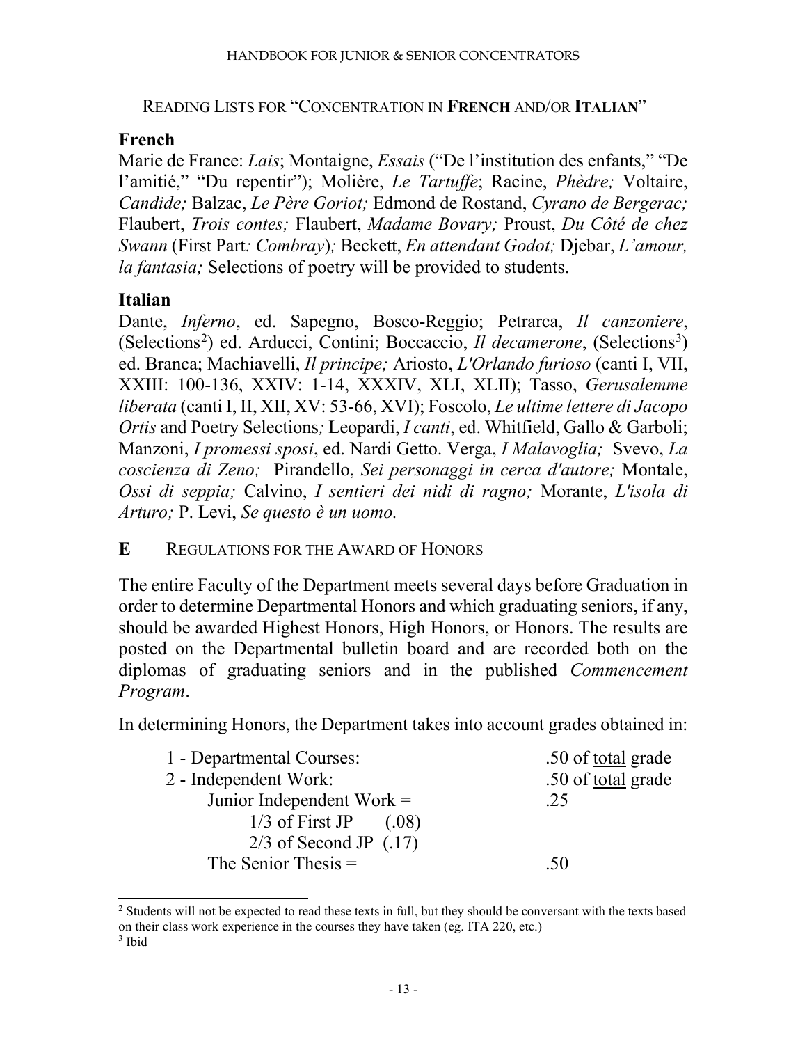## READING LISTS FOR "CONCENTRATION IN **FRENCH** AND/OR **ITALIAN**"

### French

Marie de France: *Lais*; Montaigne, *Essais* ("De l'institution des enfants," "De l'amitié," "Du repentir"); Molière, *Le Tartuffe*; Racine, *Phèdre;* Voltaire, *Candide;* Balzac, *Le Père Goriot;* Edmond de Rostand, *Cyrano de Bergerac;* Flaubert, *Trois contes;* Flaubert, *Madame Bovary;* Proust, *Du Côté de chez Swann* (First Part*: Combray*)*;* Beckett, *En attendant Godot;* Djebar, *L'amour, la fantasia;* Selections of poetry will be provided to students.

### Italian

Dante, *Inferno*, ed. Sapegno, Bosco-Reggio; Petrarca, *Il canzoniere*, (Selections[2]) ed. Arducci, Contini; Boccaccio, *Il decamerone*, (Selections[3]) ed. Branca; Machiavelli, *Il principe;* Ariosto, *L'Orlando furioso* (canti I, VII, XXIII: 100-136, XXIV: 1-14, XXXIV, XLI, XLII); Tasso, *Gerusalemme liberata* (canti I, II, XII, XV: 53-66, XVI); Foscolo, *Le ultime lettere di Jacopo Ortis* and Poetry Selections*;* Leopardi, *I canti*, ed. Whitfield, Gallo & Garboli; Manzoni, *I promessi sposi*, ed. Nardi Getto. Verga, *I Malavoglia;* Svevo, *La coscienza di Zeno;* Pirandello, *Sei personaggi in cerca d'autore;* Montale, *Ossi di seppia;* Calvino, *I sentieri dei nidi di ragno;* Morante, *L'isola di Arturo;* P. Levi, *Se questo è un uomo.*

## E REGULATIONS FOR THE AWARD OF HONORS

The entire Faculty of the Department meets several days before Graduation in order to determine Departmental Honors and which graduating seniors, if any, should be awarded Highest Honors, High Honors, or Honors. The results are posted on the Departmental bulletin board and are recorded both on the diplomas of graduating seniors and in the published *Commencement Program*.

In determining Honors, the Department takes into account grades obtained in:

| | |
|---|---|
| 1 - Departmental Courses: | .50 of <u>total</u> grade |
| 2 - Independent Work: | .50 of <u>total</u> grade |
| Junior Independent Work = | .25 |
| 1/3 of First JP (.08) | |
| 2/3 of Second JP (.17) | |
| The Senior Thesis = | .50 |

[2] Students will not be expected to read these texts in full, but they should be conversant with the texts based on their class work experience in the courses they have taken (eg. ITA 220, etc.)

[3] Ibid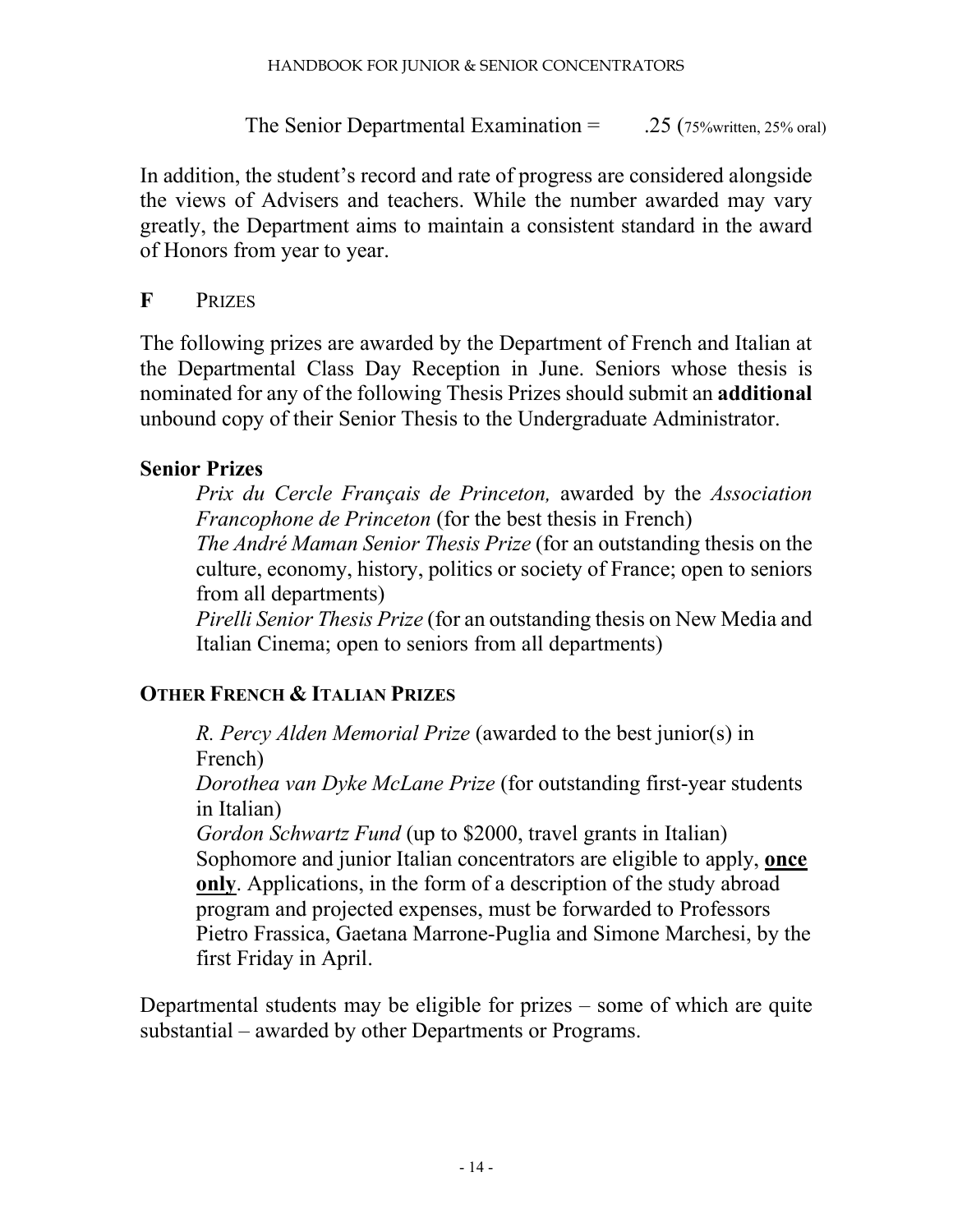The Senior Departmental Examination = .25 (75%written, 25% oral)

In addition, the student's record and rate of progress are considered alongside the views of Advisers and teachers. While the number awarded may vary greatly, the Department aims to maintain a consistent standard in the award of Honors from year to year.

## F PRIZES

The following prizes are awarded by the Department of French and Italian at the Departmental Class Day Reception in June. Seniors whose thesis is nominated for any of the following Thesis Prizes should submit an **additional** unbound copy of their Senior Thesis to the Undergraduate Administrator.

### Senior Prizes

*Prix du Cercle Français de Princeton,* awarded by the *Association Francophone de Princeton* (for the best thesis in French)

*The André Maman Senior Thesis Prize* (for an outstanding thesis on the culture, economy, history, politics or society of France; open to seniors from all departments)

*Pirelli Senior Thesis Prize* (for an outstanding thesis on New Media and Italian Cinema; open to seniors from all departments)

### OTHER FRENCH & ITALIAN PRIZES

*R. Percy Alden Memorial Prize* (awarded to the best junior(s) in French)

*Dorothea van Dyke McLane Prize* (for outstanding first-year students in Italian)

*Gordon Schwartz Fund* (up to $2000, travel grants in Italian) Sophomore and junior Italian concentrators are eligible to apply, **once only**. Applications, in the form of a description of the study abroad program and projected expenses, must be forwarded to Professors Pietro Frassica, Gaetana Marrone-Puglia and Simone Marchesi, by the first Friday in April.

Departmental students may be eligible for prizes – some of which are quite substantial – awarded by other Departments or Programs.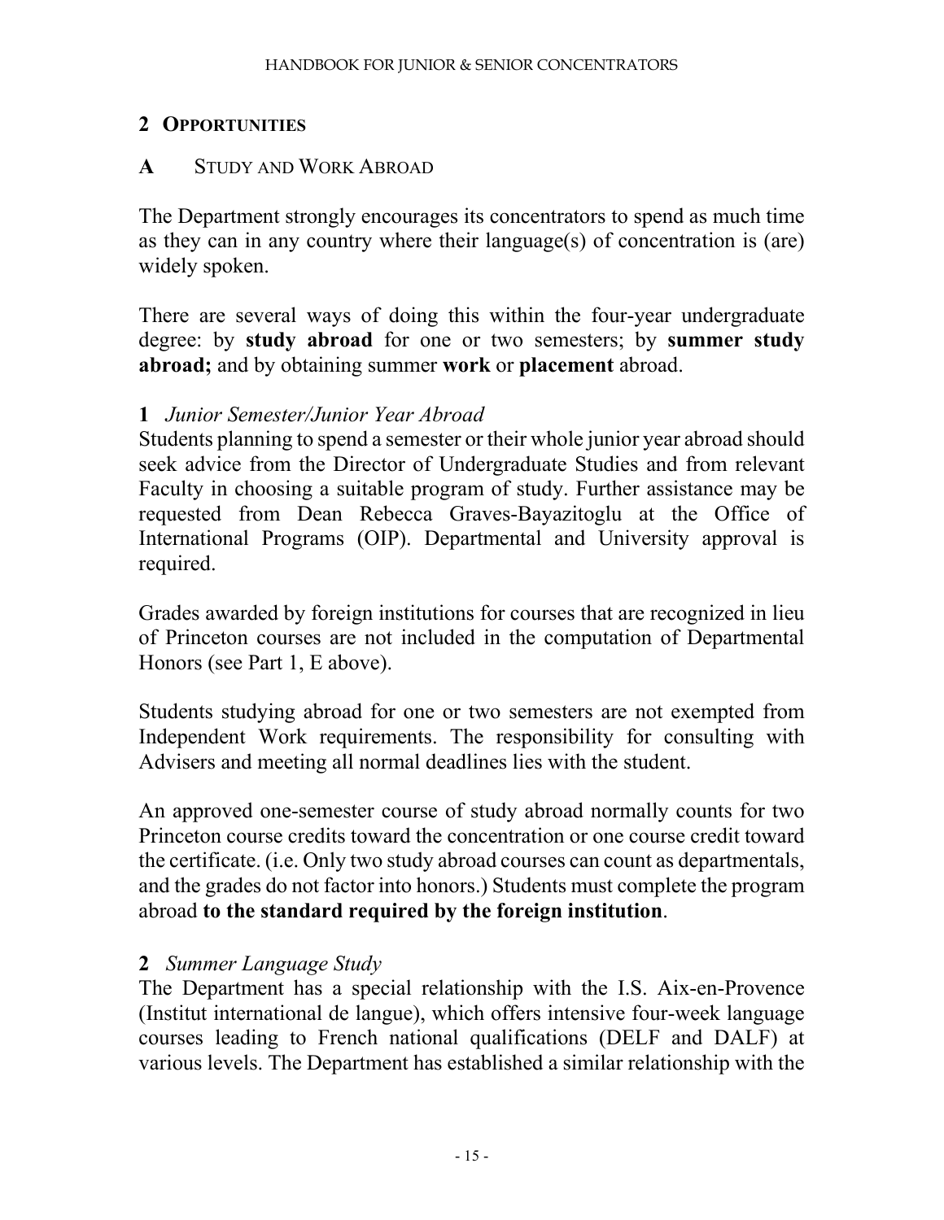## 2 Opportunities

### A Study and Work Abroad

The Department strongly encourages its concentrators to spend as much time as they can in any country where their language(s) of concentration is (are) widely spoken.

There are several ways of doing this within the four-year undergraduate degree: by **study abroad** for one or two semesters; by **summer study abroad;** and by obtaining summer **work** or **placement** abroad.

**1** *Junior Semester/Junior Year Abroad*
Students planning to spend a semester or their whole junior year abroad should seek advice from the Director of Undergraduate Studies and from relevant Faculty in choosing a suitable program of study. Further assistance may be requested from Dean Rebecca Graves-Bayazitoglu at the Office of International Programs (OIP). Departmental and University approval is required.

Grades awarded by foreign institutions for courses that are recognized in lieu of Princeton courses are not included in the computation of Departmental Honors (see Part 1, E above).

Students studying abroad for one or two semesters are not exempted from Independent Work requirements. The responsibility for consulting with Advisers and meeting all normal deadlines lies with the student.

An approved one-semester course of study abroad normally counts for two Princeton course credits toward the concentration or one course credit toward the certificate. (i.e. Only two study abroad courses can count as departmentals, and the grades do not factor into honors.) Students must complete the program abroad **to the standard required by the foreign institution**.

**2** *Summer Language Study*
The Department has a special relationship with the I.S. Aix-en-Provence (Institut international de langue), which offers intensive four-week language courses leading to French national qualifications (DELF and DALF) at various levels. The Department has established a similar relationship with the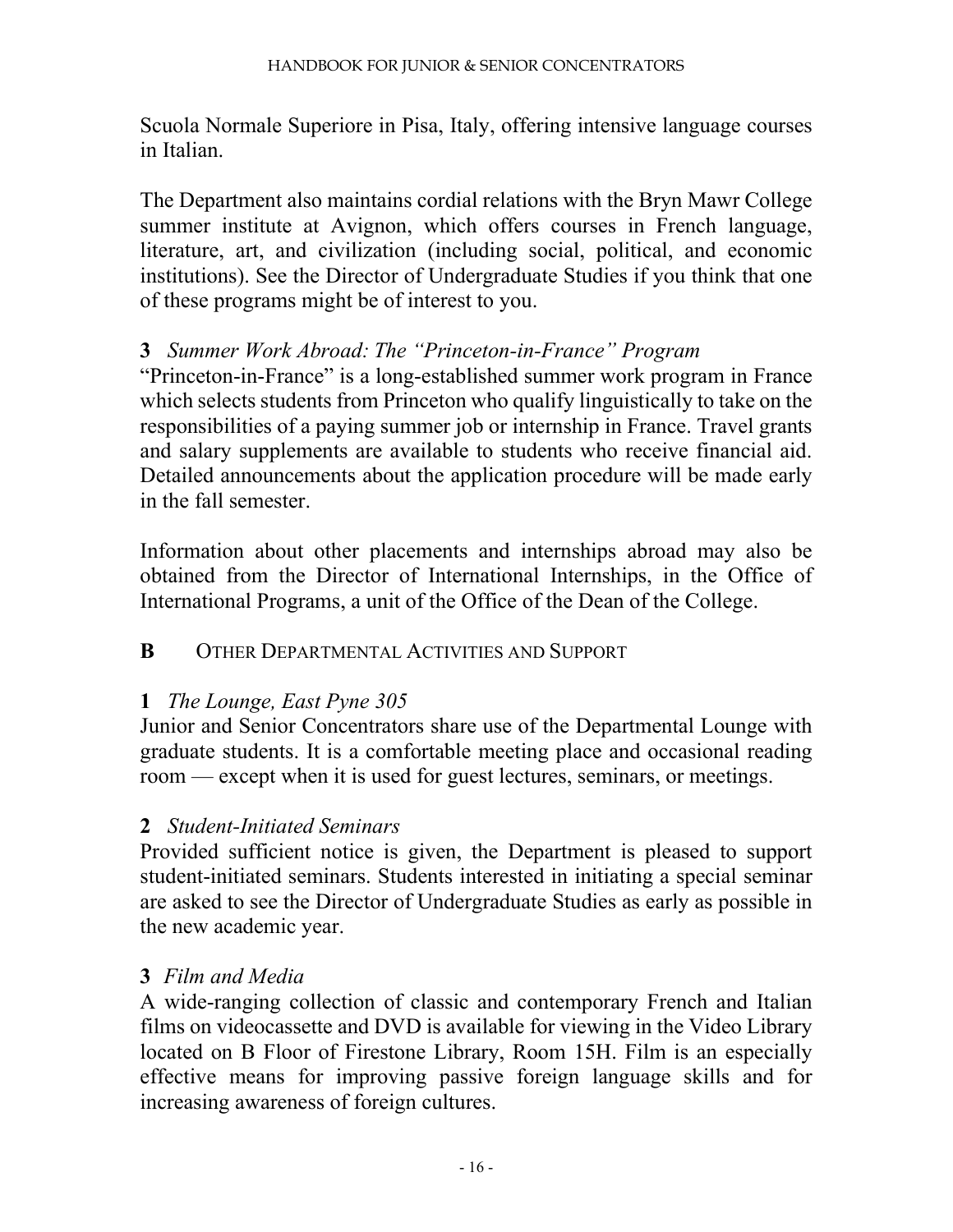Scuola Normale Superiore in Pisa, Italy, offering intensive language courses in Italian.

The Department also maintains cordial relations with the Bryn Mawr College summer institute at Avignon, which offers courses in French language, literature, art, and civilization (including social, political, and economic institutions). See the Director of Undergraduate Studies if you think that one of these programs might be of interest to you.

### 3 *Summer Work Abroad: The "Princeton-in-France" Program*

"Princeton-in-France" is a long-established summer work program in France which selects students from Princeton who qualify linguistically to take on the responsibilities of a paying summer job or internship in France. Travel grants and salary supplements are available to students who receive financial aid. Detailed announcements about the application procedure will be made early in the fall semester.

Information about other placements and internships abroad may also be obtained from the Director of International Internships, in the Office of International Programs, a unit of the Office of the Dean of the College.

## B OTHER DEPARTMENTAL ACTIVITIES AND SUPPORT

### 1 *The Lounge, East Pyne 305*

Junior and Senior Concentrators share use of the Departmental Lounge with graduate students. It is a comfortable meeting place and occasional reading room — except when it is used for guest lectures, seminars, or meetings.

### 2 *Student-Initiated Seminars*

Provided sufficient notice is given, the Department is pleased to support student-initiated seminars. Students interested in initiating a special seminar are asked to see the Director of Undergraduate Studies as early as possible in the new academic year.

### 3 *Film and Media*

A wide-ranging collection of classic and contemporary French and Italian films on videocassette and DVD is available for viewing in the Video Library located on B Floor of Firestone Library, Room 15H. Film is an especially effective means for improving passive foreign language skills and for increasing awareness of foreign cultures.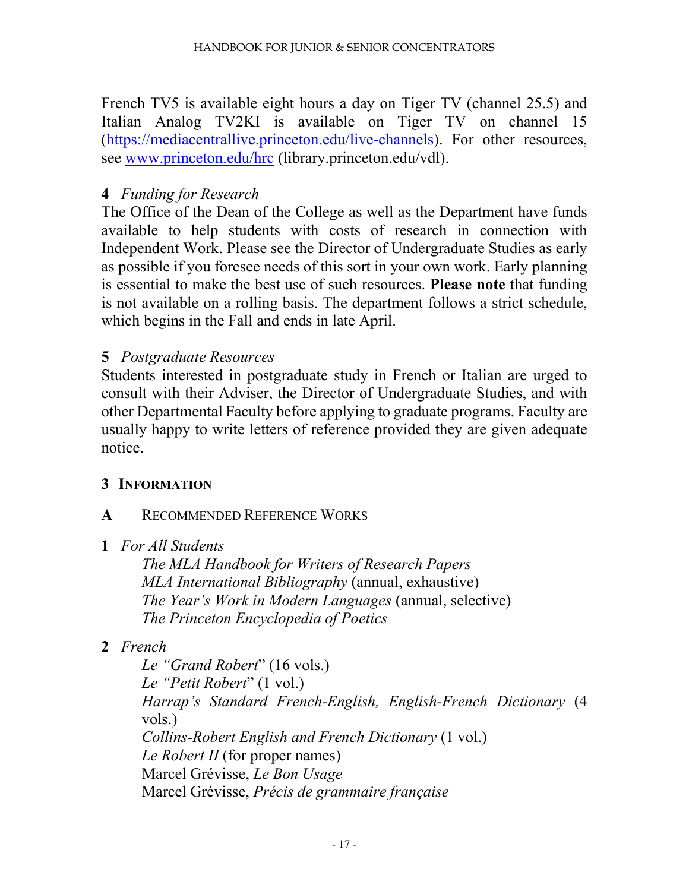French TV5 is available eight hours a day on Tiger TV (channel 25.5) and Italian Analog TV2KI is available on Tiger TV on channel 15 (https://mediacentrallive.princeton.edu/live-channels). For other resources, see www.princeton.edu/hrc (library.princeton.edu/vdl).

**4** *Funding for Research*

The Office of the Dean of the College as well as the Department have funds available to help students with costs of research in connection with Independent Work. Please see the Director of Undergraduate Studies as early as possible if you foresee needs of this sort in your own work. Early planning is essential to make the best use of such resources. **Please note** that funding is not available on a rolling basis. The department follows a strict schedule, which begins in the Fall and ends in late April.

**5** *Postgraduate Resources*

Students interested in postgraduate study in French or Italian are urged to consult with their Adviser, the Director of Undergraduate Studies, and with other Departmental Faculty before applying to graduate programs. Faculty are usually happy to write letters of reference provided they are given adequate notice.

## 3 INFORMATION

### A RECOMMENDED REFERENCE WORKS

**1** *For All Students*

*The MLA Handbook for Writers of Research Papers*
*MLA International Bibliography* (annual, exhaustive)
*The Year's Work in Modern Languages* (annual, selective)
*The Princeton Encyclopedia of Poetics*

**2** *French*

*Le "Grand Robert*" (16 vols.)
*Le "Petit Robert*" (1 vol.)
*Harrap's Standard French-English, English-French Dictionary* (4 vols.)
*Collins-Robert English and French Dictionary* (1 vol.)
*Le Robert II* (for proper names)
Marcel Grévisse, *Le Bon Usage*
Marcel Grévisse, *Précis de grammaire française*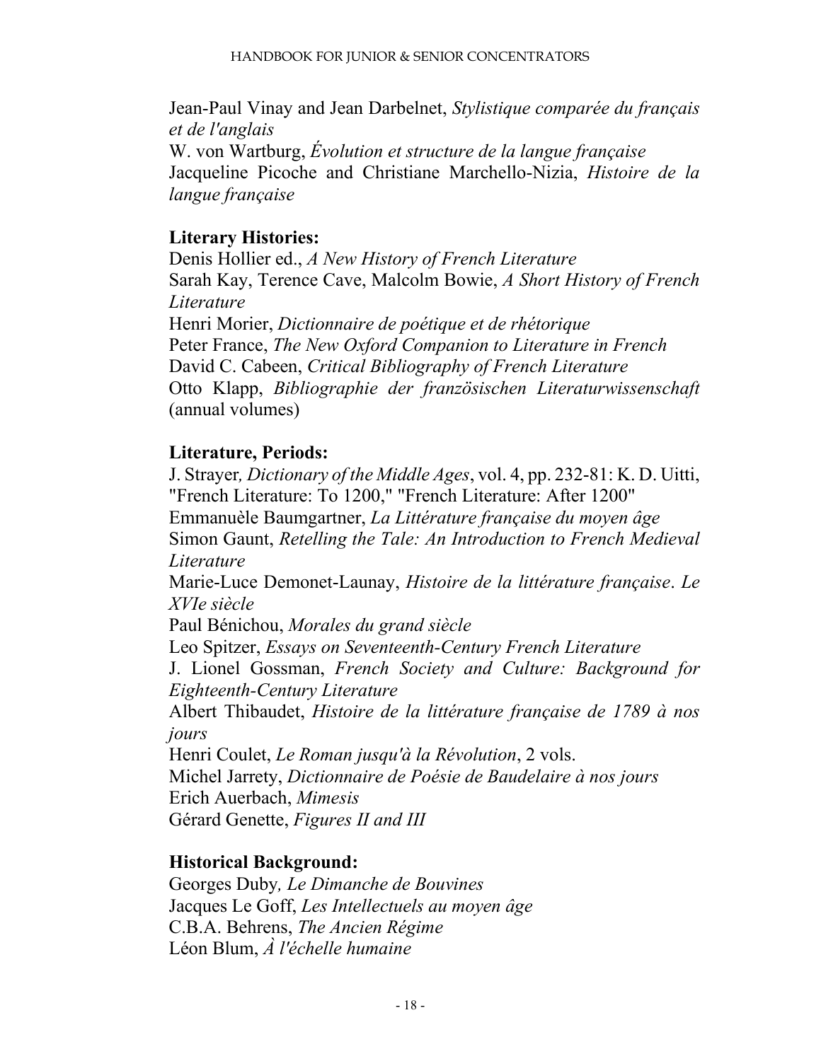Jean-Paul Vinay and Jean Darbelnet, *Stylistique comparée du français et de l'anglais*
W. von Wartburg, *Évolution et structure de la langue française*
Jacqueline Picoche and Christiane Marchello-Nizia, *Histoire de la langue française*

**Literary Histories:**
Denis Hollier ed., *A New History of French Literature*
Sarah Kay, Terence Cave, Malcolm Bowie, *A Short History of French Literature*
Henri Morier, *Dictionnaire de poétique et de rhétorique*
Peter France, *The New Oxford Companion to Literature in French*
David C. Cabeen, *Critical Bibliography of French Literature*
Otto Klapp, *Bibliographie der französischen Literaturwissenschaft* (annual volumes)

**Literature, Periods:**
J. Strayer, *Dictionary of the Middle Ages*, vol. 4, pp. 232-81: K. D. Uitti, "French Literature: To 1200," "French Literature: After 1200"
Emmanuèle Baumgartner, *La Littérature française du moyen âge*
Simon Gaunt, *Retelling the Tale: An Introduction to French Medieval Literature*
Marie-Luce Demonet-Launay, *Histoire de la littérature française*. *Le XVIe siècle*
Paul Bénichou, *Morales du grand siècle*
Leo Spitzer, *Essays on Seventeenth-Century French Literature*
J. Lionel Gossman, *French Society and Culture: Background for Eighteenth-Century Literature*
Albert Thibaudet, *Histoire de la littérature française de 1789 à nos jours*
Henri Coulet, *Le Roman jusqu'à la Révolution*, 2 vols.
Michel Jarrety, *Dictionnaire de Poésie de Baudelaire à nos jours*
Erich Auerbach, *Mimesis*
Gérard Genette, *Figures II and III*

**Historical Background:**
Georges Duby, *Le Dimanche de Bouvines*
Jacques Le Goff, *Les Intellectuels au moyen âge*
C.B.A. Behrens, *The Ancien Régime*
Léon Blum, *À l'échelle humaine*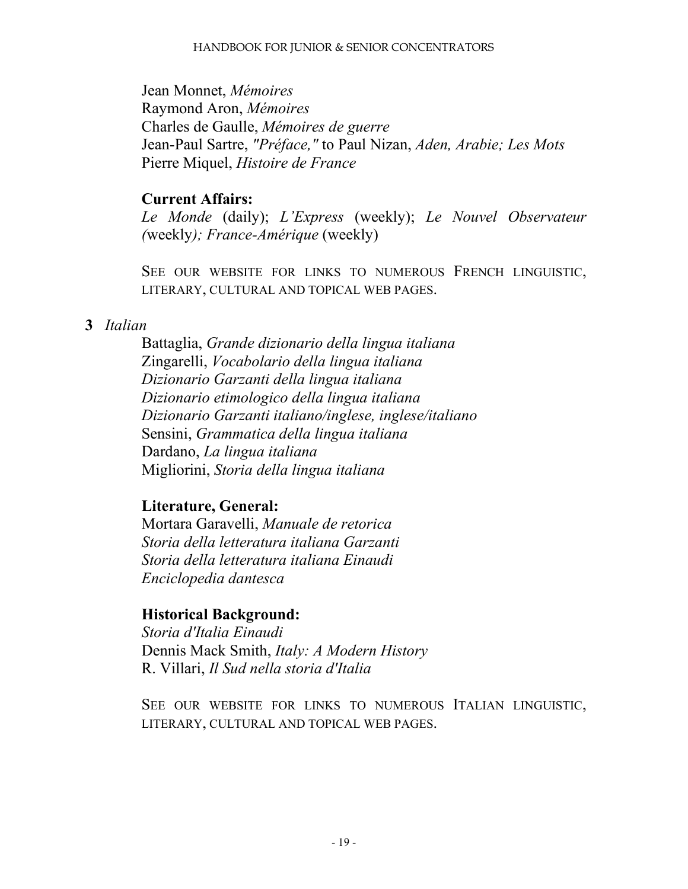Jean Monnet, *Mémoires*
Raymond Aron, *Mémoires*
Charles de Gaulle, *Mémoires de guerre*
Jean-Paul Sartre, *"Préface,"* to Paul Nizan, *Aden, Arabie; Les Mots*
Pierre Miquel, *Histoire de France*

**Current Affairs:**
*Le Monde* (daily); *L'Express* (weekly); *Le Nouvel Observateur (*weekly*); France-Amérique* (weekly)

SEE OUR WEBSITE FOR LINKS TO NUMEROUS FRENCH LINGUISTIC, LITERARY, CULTURAL AND TOPICAL WEB PAGES.

**3** *Italian*

Battaglia, *Grande dizionario della lingua italiana*
Zingarelli, *Vocabolario della lingua italiana*
*Dizionario Garzanti della lingua italiana*
*Dizionario etimologico della lingua italiana*
*Dizionario Garzanti italiano/inglese, inglese/italiano*
Sensini, *Grammatica della lingua italiana*
Dardano, *La lingua italiana*
Migliorini, *Storia della lingua italiana*

**Literature, General:**
Mortara Garavelli, *Manuale de retorica*
*Storia della letteratura italiana Garzanti*
*Storia della letteratura italiana Einaudi*
*Enciclopedia dantesca*

**Historical Background:**
*Storia d'Italia Einaudi*
Dennis Mack Smith, *Italy: A Modern History*
R. Villari, *Il Sud nella storia d'Italia*

SEE OUR WEBSITE FOR LINKS TO NUMEROUS ITALIAN LINGUISTIC, LITERARY, CULTURAL AND TOPICAL WEB PAGES.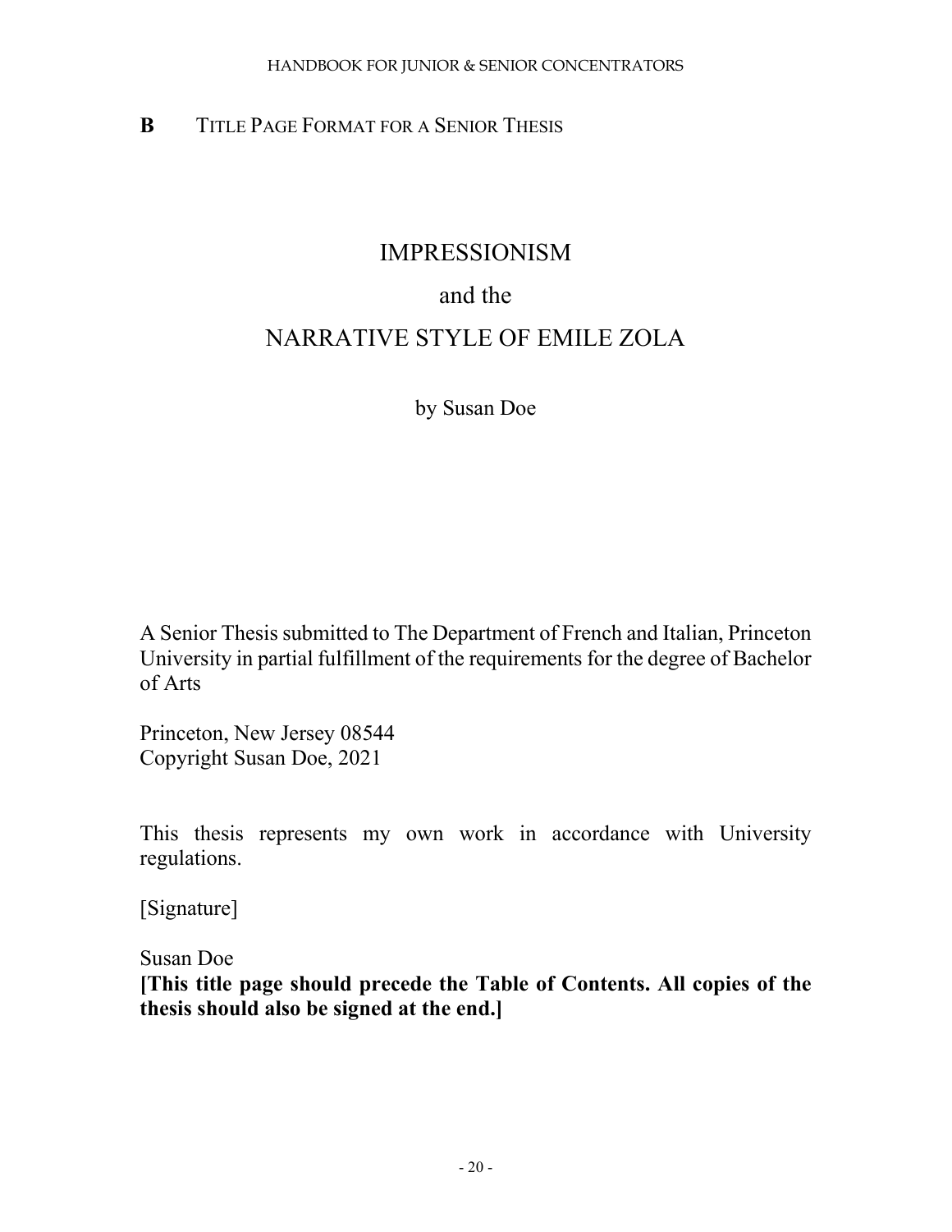## B TITLE PAGE FORMAT FOR A SENIOR THESIS

IMPRESSIONISM

and the

NARRATIVE STYLE OF EMILE ZOLA

by Susan Doe

A Senior Thesis submitted to The Department of French and Italian, Princeton University in partial fulfillment of the requirements for the degree of Bachelor of Arts

Princeton, New Jersey 08544
Copyright Susan Doe, 2021

This thesis represents my own work in accordance with University regulations.

[Signature]

Susan Doe
**[This title page should precede the Table of Contents. All copies of the thesis should also be signed at the end.]**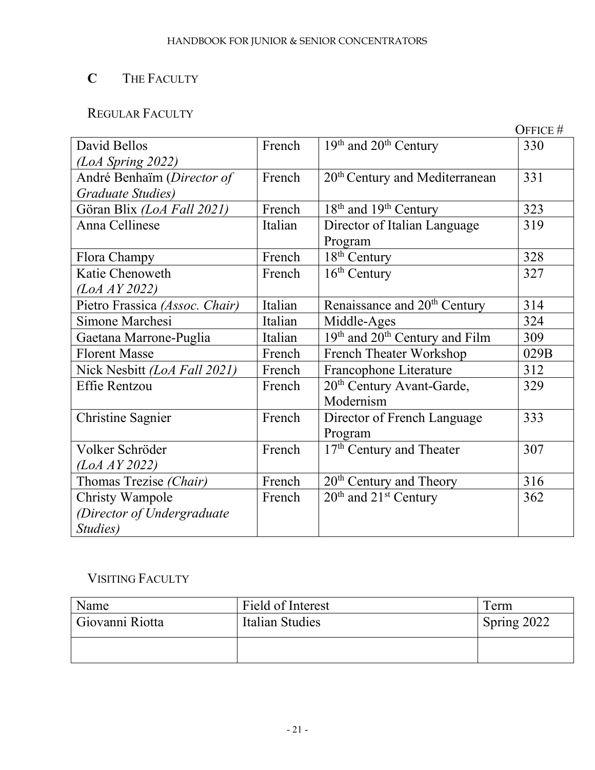## C The Faculty

### Regular Faculty

| | | | Office # |
|---|---|---|---|
| David Bellos *(LoA Spring 2022)* | French | 19th and 20th Century | 330 |
| André Benhaïm (*Director of Graduate Studies)* | French | 20th Century and Mediterranean | 331 |
| Göran Blix *(LoA Fall 2021)* | French | 18th and 19th Century | 323 |
| Anna Cellinese | Italian | Director of Italian Language Program | 319 |
| Flora Champy | French | 18th Century | 328 |
| Katie Chenoweth *(LoA AY 2022)* | French | 16th Century | 327 |
| Pietro Frassica *(Assoc. Chair)* | Italian | Renaissance and 20th Century | 314 |
| Simone Marchesi | Italian | Middle-Ages | 324 |
| Gaetana Marrone-Puglia | Italian | 19th and 20th Century and Film | 309 |
| Florent Masse | French | French Theater Workshop | 029B |
| Nick Nesbitt *(LoA Fall 2021)* | French | Francophone Literature | 312 |
| Effie Rentzou | French | 20th Century Avant-Garde, Modernism | 329 |
| Christine Sagnier | French | Director of French Language Program | 333 |
| Volker Schröder *(LoA AY 2022)* | French | 17th Century and Theater | 307 |
| Thomas Trezise *(Chair)* | French | 20th Century and Theory | 316 |
| Christy Wampole *(Director of Undergraduate Studies)* | French | 20th and 21st Century | 362 |

### Visiting Faculty

| Name | Field of Interest | Term |
|---|---|---|
| Giovanni Riotta | Italian Studies | Spring 2022 |
| | | |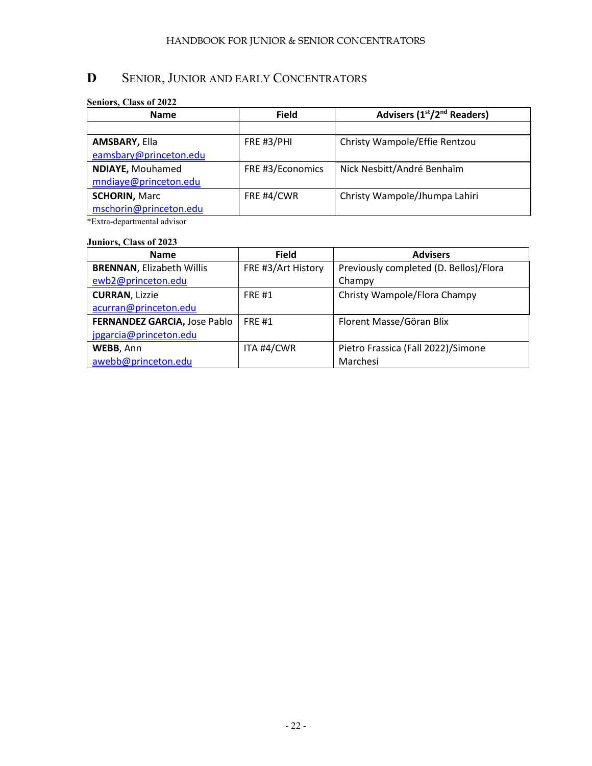## D SENIOR, JUNIOR AND EARLY CONCENTRATORS

**Seniors, Class of 2022**

| Name | Field | Advisers (1st/2nd Readers) |
|---|---|---|
| | | |
| **AMSBARY,** Ella eamsbary@princeton.edu | FRE #3/PHI | Christy Wampole/Effie Rentzou |
| **NDIAYE,** Mouhamed mndiaye@princeton.edu | FRE #3/Economics | Nick Nesbitt/André Benhaïm |
| **SCHORIN,** Marc mschorin@princeton.edu | FRE #4/CWR | Christy Wampole/Jhumpa Lahiri |

*Extra-departmental advisor

**Juniors, Class of 2023**

| Name | Field | Advisers |
|---|---|---|
| **BRENNAN**, Elizabeth Willis ewb2@princeton.edu | FRE #3/Art History | Previously completed (D. Bellos)/Flora Champy |
| **CURRAN**, Lizzie acurran@princeton.edu | FRE #1 | Christy Wampole/Flora Champy |
| **FERNANDEZ GARCIA,** Jose Pablo jpgarcia@princeton.edu | FRE #1 | Florent Masse/Göran Blix |
| **WEBB**, Ann awebb@princeton.edu | ITA #4/CWR | Pietro Frassica (Fall 2022)/Simone Marchesi |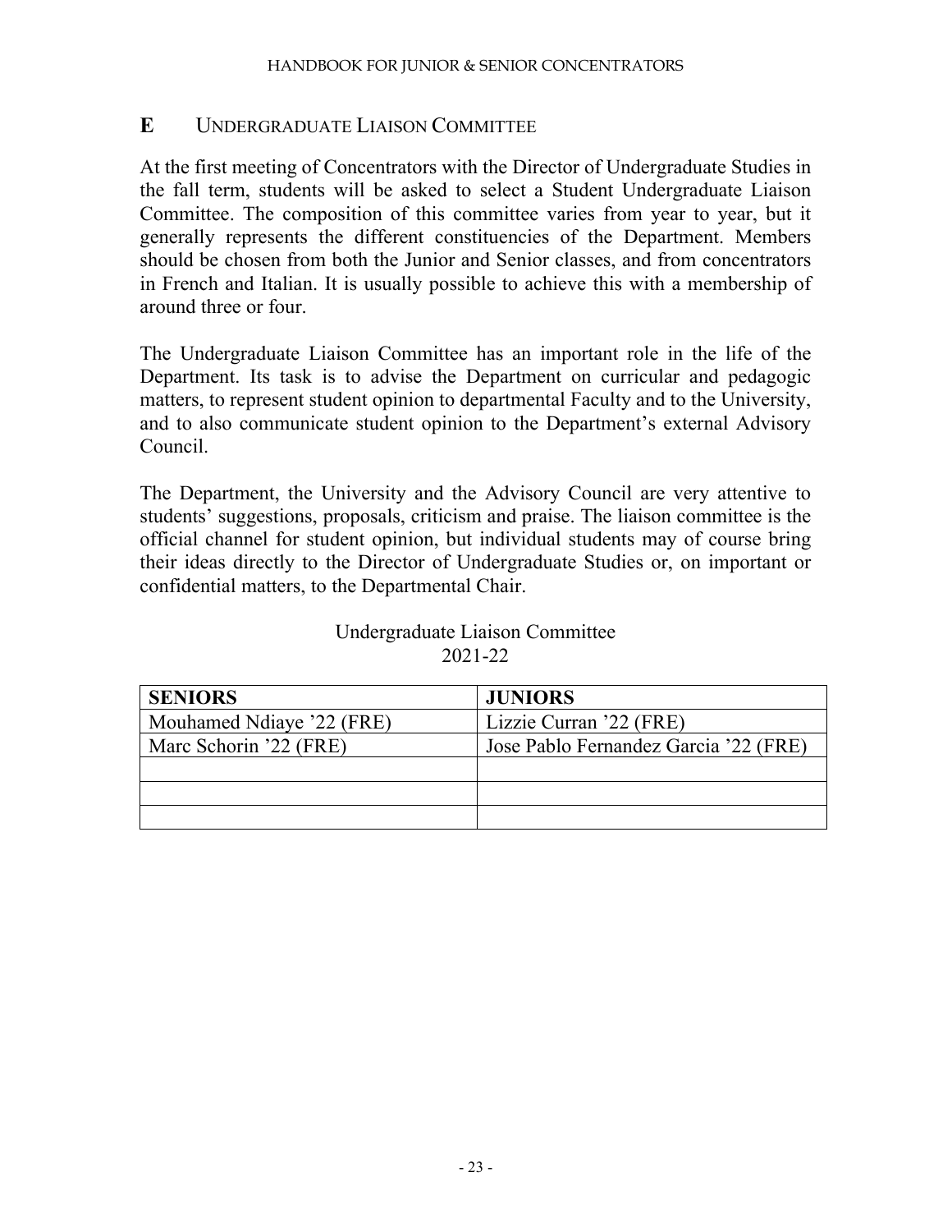## E UNDERGRADUATE LIAISON COMMITTEE

At the first meeting of Concentrators with the Director of Undergraduate Studies in the fall term, students will be asked to select a Student Undergraduate Liaison Committee. The composition of this committee varies from year to year, but it generally represents the different constituencies of the Department. Members should be chosen from both the Junior and Senior classes, and from concentrators in French and Italian. It is usually possible to achieve this with a membership of around three or four.

The Undergraduate Liaison Committee has an important role in the life of the Department. Its task is to advise the Department on curricular and pedagogic matters, to represent student opinion to departmental Faculty and to the University, and to also communicate student opinion to the Department's external Advisory Council.

The Department, the University and the Advisory Council are very attentive to students' suggestions, proposals, criticism and praise. The liaison committee is the official channel for student opinion, but individual students may of course bring their ideas directly to the Director of Undergraduate Studies or, on important or confidential matters, to the Departmental Chair.

Undergraduate Liaison Committee
2021-22

| **SENIORS** | **JUNIORS** |
|---|---|
| Mouhamed Ndiaye '22 (FRE) | Lizzie Curran '22 (FRE) |
| Marc Schorin '22 (FRE) | Jose Pablo Fernandez Garcia '22 (FRE) |
| | |
| | |
| | |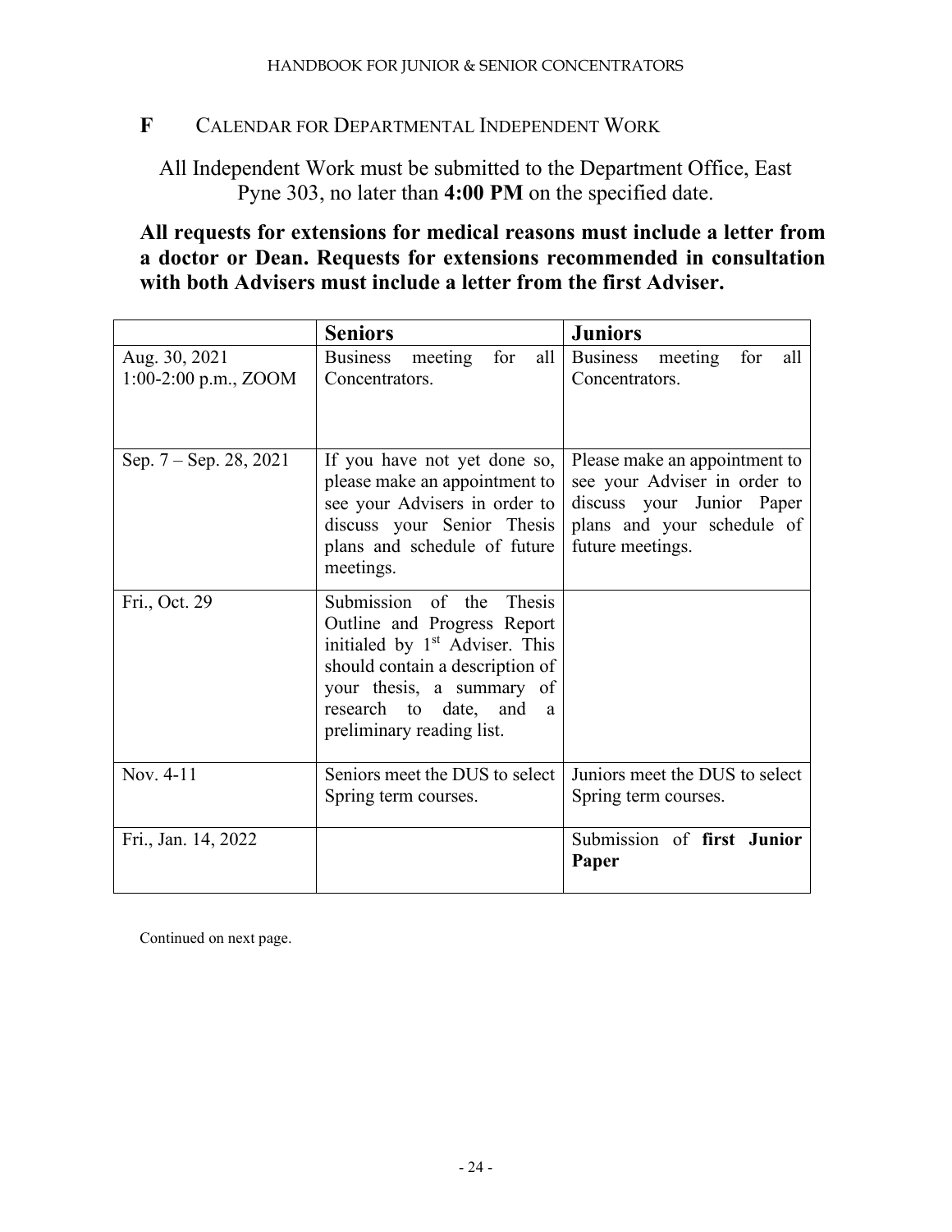## F CALENDAR FOR DEPARTMENTAL INDEPENDENT WORK

All Independent Work must be submitted to the Department Office, East Pyne 303, no later than **4:00 PM** on the specified date.

**All requests for extensions for medical reasons must include a letter from a doctor or Dean. Requests for extensions recommended in consultation with both Advisers must include a letter from the first Adviser.**

| | **Seniors** | **Juniors** |
|---|---|---|
| Aug. 30, 2021 1:00-2:00 p.m., ZOOM | Business meeting for all Concentrators. | Business meeting for all Concentrators. |
| Sep. 7 – Sep. 28, 2021 | If you have not yet done so, please make an appointment to see your Advisers in order to discuss your Senior Thesis plans and schedule of future meetings. | Please make an appointment to see your Adviser in order to discuss your Junior Paper plans and your schedule of future meetings. |
| Fri., Oct. 29 | Submission of the Thesis Outline and Progress Report initialed by 1st Adviser. This should contain a description of your thesis, a summary of research to date, and a preliminary reading list. | |
| Nov. 4-11 | Seniors meet the DUS to select Spring term courses. | Juniors meet the DUS to select Spring term courses. |
| Fri., Jan. 14, 2022 | | Submission of **first Junior Paper** |

Continued on next page.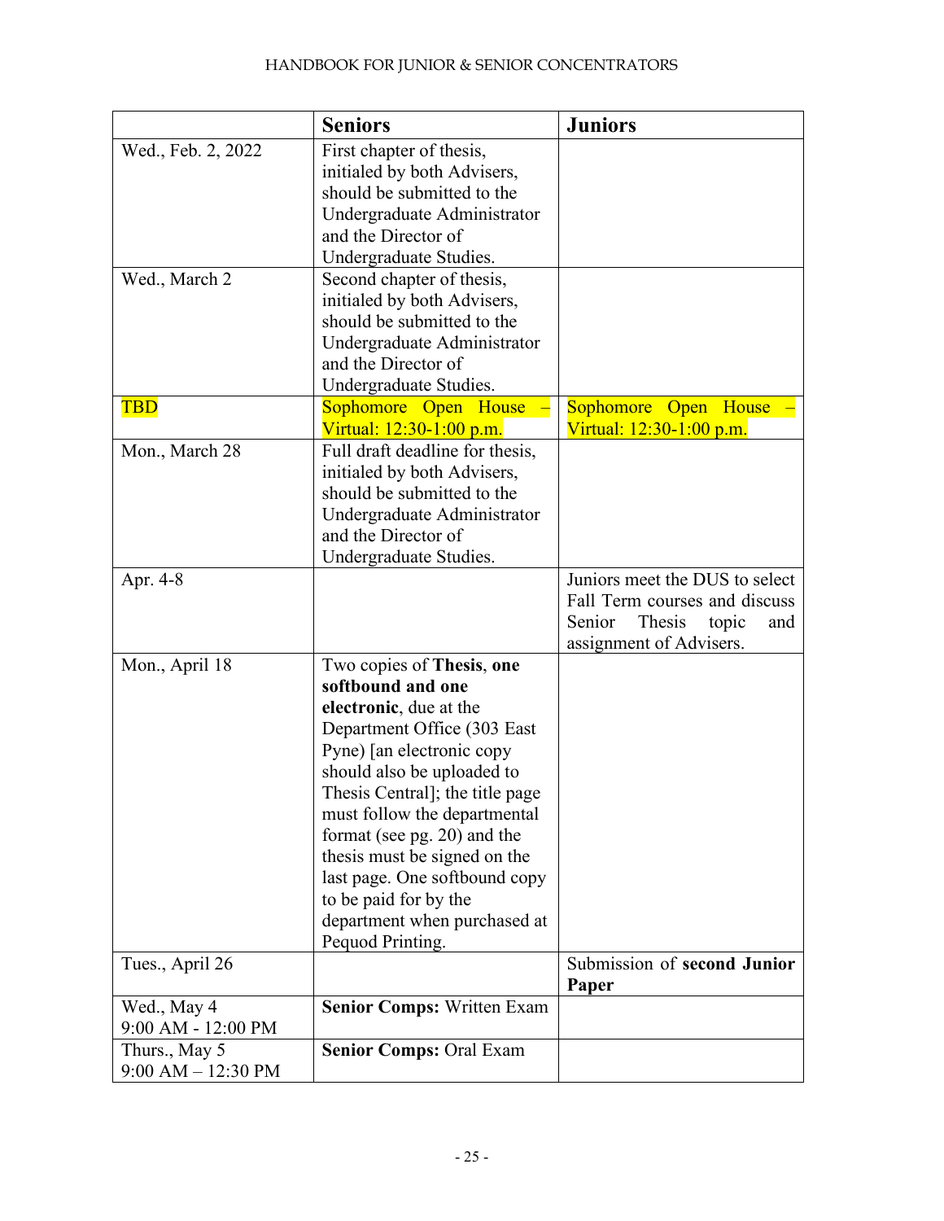| | Seniors | Juniors |
|---|---|---|
| Wed., Feb. 2, 2022 | First chapter of thesis, initialed by both Advisers, should be submitted to the Undergraduate Administrator and the Director of Undergraduate Studies. | |
| Wed., March 2 | Second chapter of thesis, initialed by both Advisers, should be submitted to the Undergraduate Administrator and the Director of Undergraduate Studies. | |
| TBD | Sophomore Open House – Virtual: 12:30-1:00 p.m. | Sophomore Open House – Virtual: 12:30-1:00 p.m. |
| Mon., March 28 | Full draft deadline for thesis, initialed by both Advisers, should be submitted to the Undergraduate Administrator and the Director of Undergraduate Studies. | |
| Apr. 4-8 | | Juniors meet the DUS to select Fall Term courses and discuss Senior Thesis topic and assignment of Advisers. |
| Mon., April 18 | Two copies of **Thesis**, **one softbound and one electronic**, due at the Department Office (303 East Pyne) [an electronic copy should also be uploaded to Thesis Central]; the title page must follow the departmental format (see pg. 20) and the thesis must be signed on the last page. One softbound copy to be paid for by the department when purchased at Pequod Printing. | |
| Tues., April 26 | | Submission of **second Junior Paper** |
| Wed., May 4<br>9:00 AM - 12:00 PM | **Senior Comps:** Written Exam | |
| Thurs., May 5<br>9:00 AM – 12:30 PM | **Senior Comps:** Oral Exam | |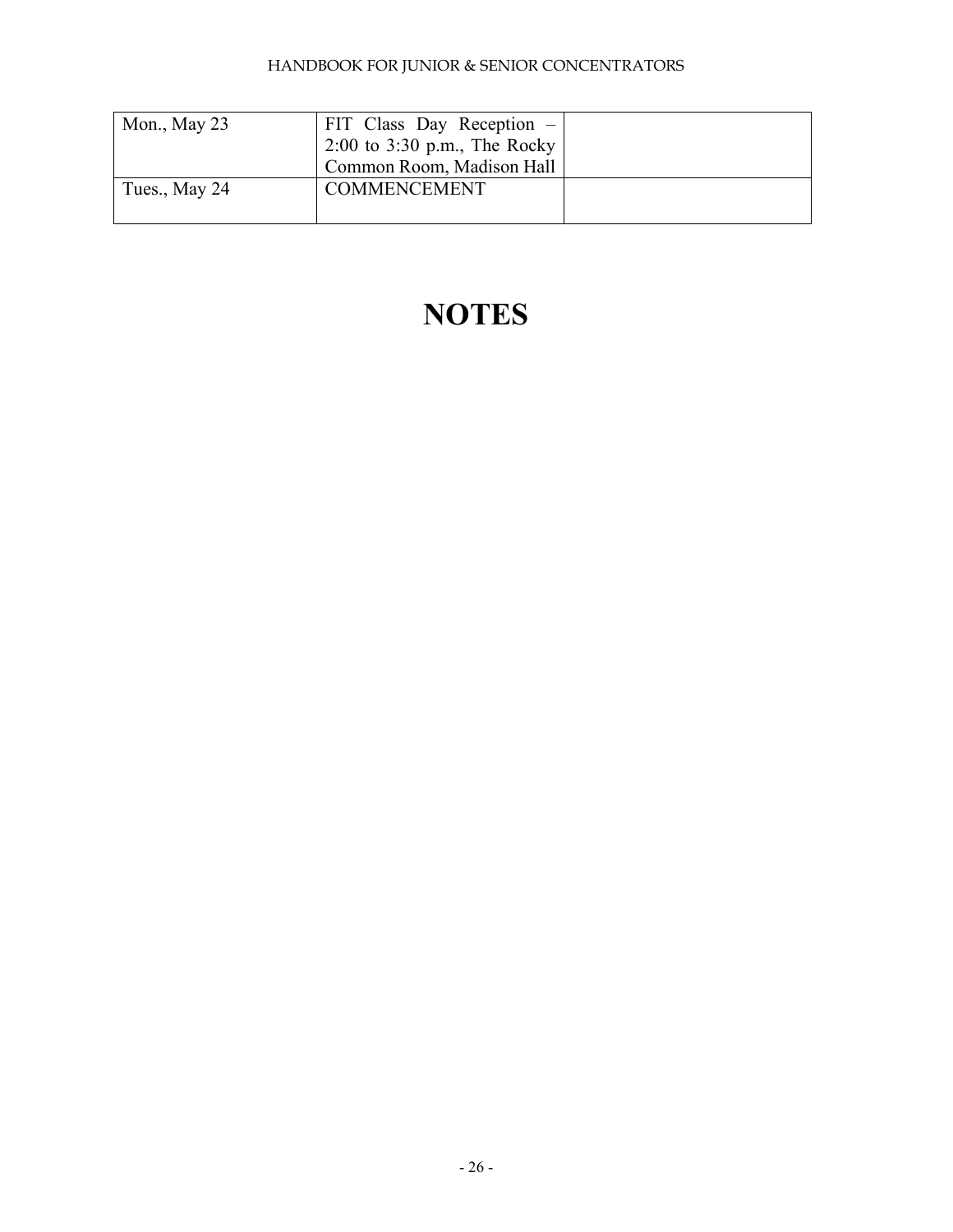| | | |
|---|---|---|
| Mon., May 23 | FIT Class Day Reception – 2:00 to 3:30 p.m., The Rocky Common Room, Madison Hall | |
| Tues., May 24 | COMMENCEMENT | |

# NOTES